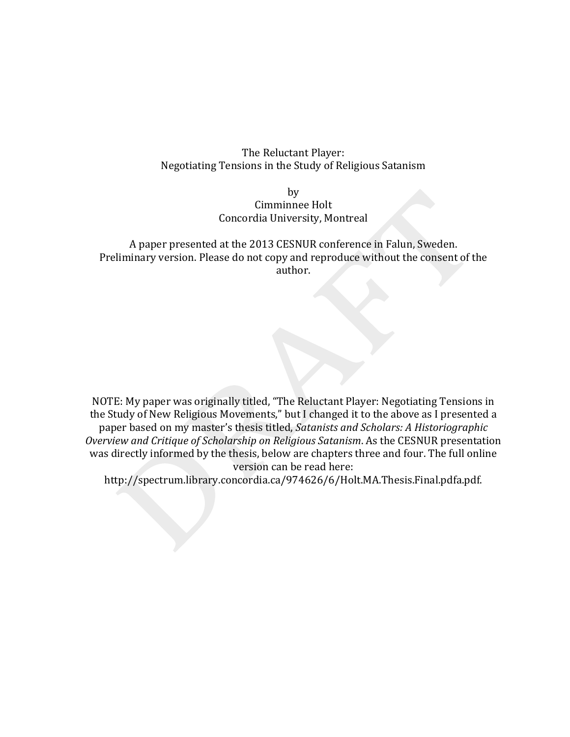# The Reluctant Player: Negotiating Tensions in the Study of Religious Satanism

by

Cimminnee Holt

Concordia University, Montreal

A paper presented at the 2013 CESNUR conference in Falun, Sweden. Preliminary version. Please do not copy and reproduce without the consent of the author.

NOTE: My paper was originally titled, "The Reluctant Player: Negotiating Tensions in the Study of New Religious Movements," but I changed it to the above as I presented a paper based on my master's thesis titled, *Satanists and Scholars: A Historiographic Overview and Critique of Scholarship on Religious Satanism*. As the CESNUR presentation was directly informed by the thesis, below are chapters three and four. The full online version can be read here: http://spectrum.library.concordia.ca/974626/6/Holt.MA.Thesis.Final.pdfa.pdf.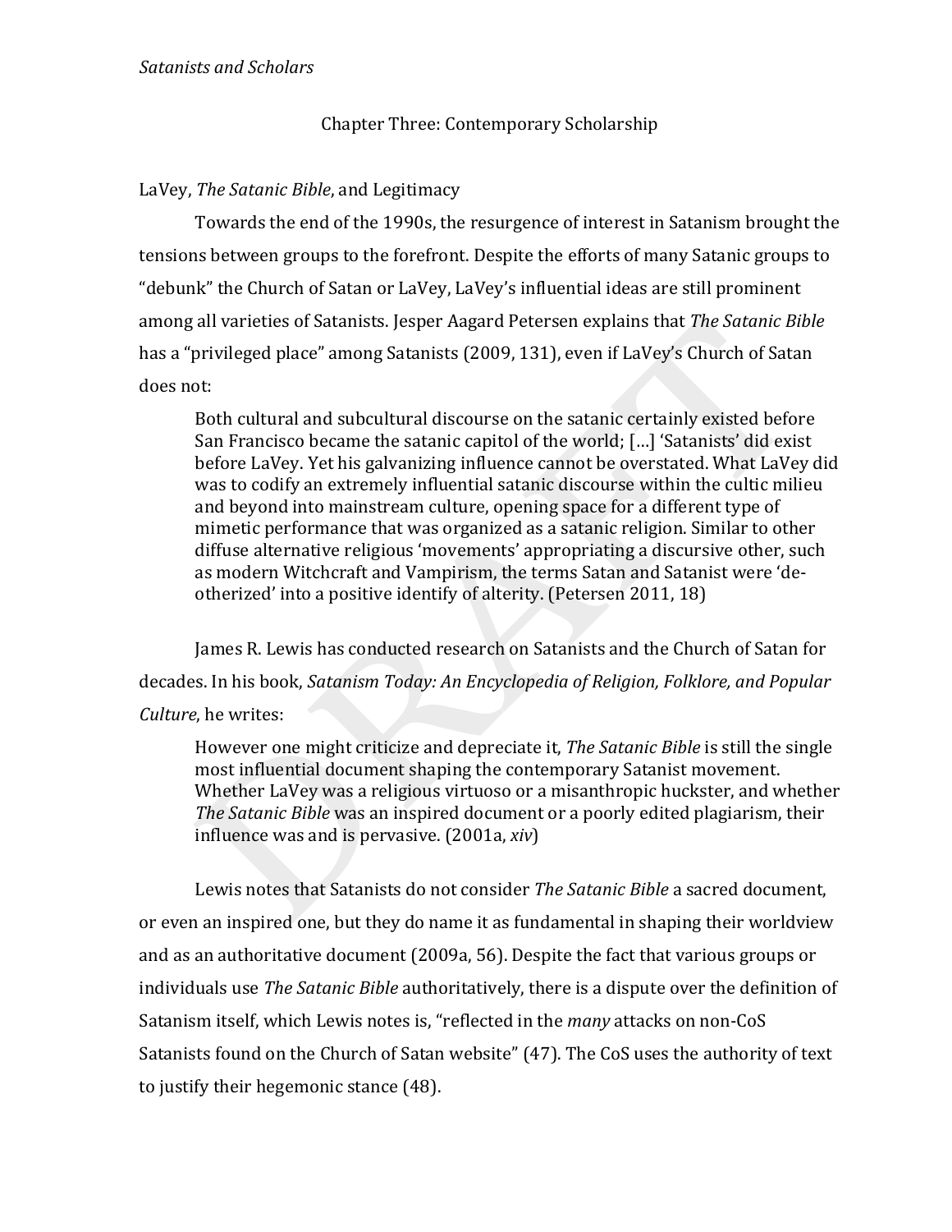## Chapter Three: Contemporary Scholarship

### LaVey, *The Satanic Bible*, and Legitimacy

Towards the end of the 1990s, the resurgence of interest in Satanism brought the tensions between groups to the forefront. Despite the efforts of many Satanic groups to "debunk" the Church of Satan or LaVey, LaVey's influential ideas are still prominent among all varieties of Satanists. Jesper Aagard Petersen explains that *The Satanic Bible* has a "privileged place" among Satanists (2009, 131), even if LaVey's Church of Satan does not:

> Both cultural and subcultural discourse on the satanic certainly existed before San Francisco became the satanic capitol of the world; [...] 'Satanists' did exist before LaVey. Yet his galvanizing influence cannot be overstated. What LaVey did was to codify an extremely influential satanic discourse within the cultic milieu and beyond into mainstream culture, opening space for a different type of mimetic performance that was organized as a satanic religion. Similar to other diffuse alternative religious 'movements' appropriating a discursive other, such as modern Witchcraft and Vampirism, the terms Satan and Satanist were 'de-otherized' into a positive identify of alterity. (Petersen 2011, 18)

James R. Lewis has conducted research on Satanists and the Church of Satan for decades. In his book, *Satanism Today: An Encyclopedia of Religion, Folklore, and Popular Culture*, he writes:

> However one might criticize and depreciate it, *The Satanic Bible* is still the single most influential document shaping the contemporary Satanist movement. Whether LaVey was a religious virtuoso or a misanthropic huckster, and whether *The Satanic Bible* was an inspired document or a poorly edited plagiarism, their influence was and is pervasive. (2001a, *xiv*)

Lewis notes that Satanists do not consider *The Satanic Bible* a sacred document, or even an inspired one, but they do name it as fundamental in shaping their worldview and as an authoritative document (2009a, 56). Despite the fact that various groups or individuals use *The Satanic Bible* authoritatively, there is a dispute over the definition of Satanism itself, which Lewis notes is, "reflected in the *many* attacks on non-CoS Satanists found on the Church of Satan website" (47). The CoS uses the authority of text to justify their hegemonic stance (48).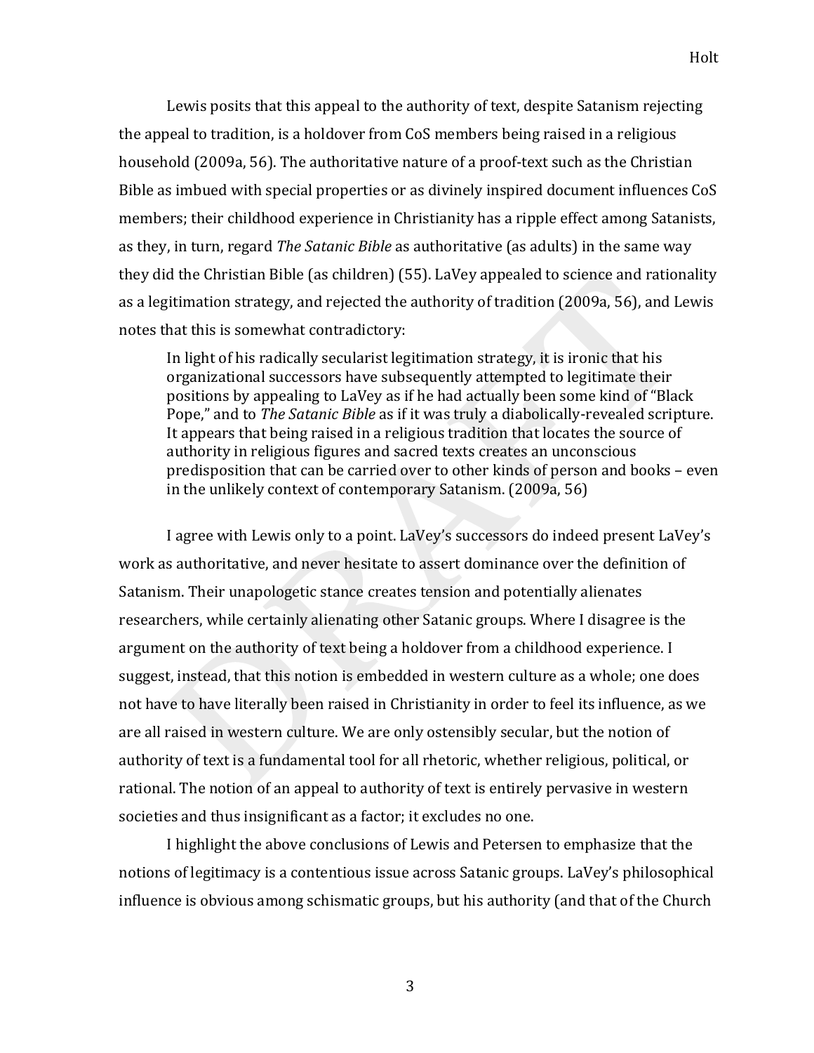Lewis posits that this appeal to the authority of text, despite Satanism rejecting the appeal to tradition, is a holdover from CoS members being raised in a religious household (2009a, 56). The authoritative nature of a proof-text such as the Christian Bible as imbued with special properties or as divinely inspired document influences CoS members; their childhood experience in Christianity has a ripple effect among Satanists, as they, in turn, regard *The Satanic Bible* as authoritative (as adults) in the same way they did the Christian Bible (as children) (55). LaVey appealed to science and rationality as a legitimation strategy, and rejected the authority of tradition (2009a, 56), and Lewis notes that this is somewhat contradictory:

> In light of his radically secularist legitimation strategy, it is ironic that his organizational successors have subsequently attempted to legitimate their positions by appealing to LaVey as if he had actually been some kind of "Black Pope," and to *The Satanic Bible* as if it was truly a diabolically-revealed scripture. It appears that being raised in a religious tradition that locates the source of authority in religious figures and sacred texts creates an unconscious predisposition that can be carried over to other kinds of person and books – even in the unlikely context of contemporary Satanism. (2009a, 56)

I agree with Lewis only to a point. LaVey's successors do indeed present LaVey's work as authoritative, and never hesitate to assert dominance over the definition of Satanism. Their unapologetic stance creates tension and potentially alienates researchers, while certainly alienating other Satanic groups. Where I disagree is the argument on the authority of text being a holdover from a childhood experience. I suggest, instead, that this notion is embedded in western culture as a whole; one does not have to have literally been raised in Christianity in order to feel its influence, as we are all raised in western culture. We are only ostensibly secular, but the notion of authority of text is a fundamental tool for all rhetoric, whether religious, political, or rational. The notion of an appeal to authority of text is entirely pervasive in western societies and thus insignificant as a factor; it excludes no one.

I highlight the above conclusions of Lewis and Petersen to emphasize that the notions of legitimacy is a contentious issue across Satanic groups. LaVey's philosophical influence is obvious among schismatic groups, but his authority (and that of the Church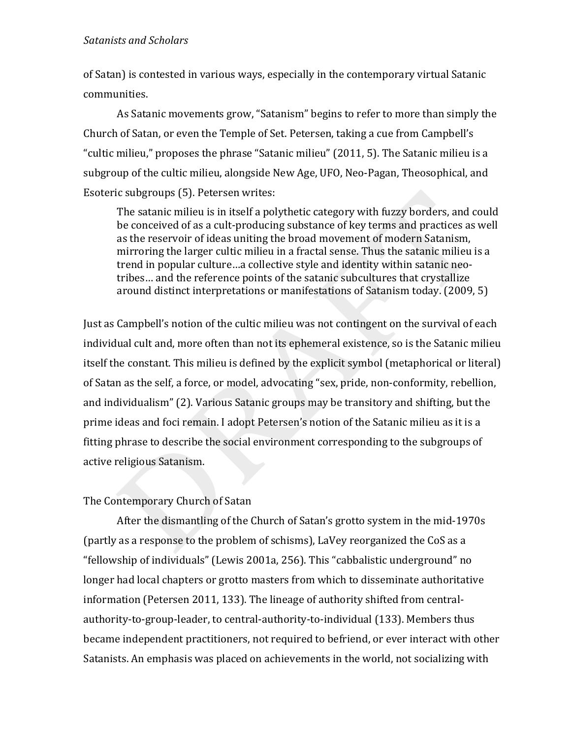of Satan) is contested in various ways, especially in the contemporary virtual Satanic communities.

As Satanic movements grow, "Satanism" begins to refer to more than simply the Church of Satan, or even the Temple of Set. Petersen, taking a cue from Campbell's "cultic milieu," proposes the phrase "Satanic milieu" (2011, 5). The Satanic milieu is a subgroup of the cultic milieu, alongside New Age, UFO, Neo-Pagan, Theosophical, and Esoteric subgroups (5). Petersen writes:

> The satanic milieu is in itself a polythetic category with fuzzy borders, and could be conceived of as a cult-producing substance of key terms and practices as well as the reservoir of ideas uniting the broad movement of modern Satanism, mirroring the larger cultic milieu in a fractal sense. Thus the satanic milieu is a trend in popular culture…a collective style and identity within satanic neo-tribes… and the reference points of the satanic subcultures that crystallize around distinct interpretations or manifestations of Satanism today. (2009, 5)

Just as Campbell's notion of the cultic milieu was not contingent on the survival of each individual cult and, more often than not its ephemeral existence, so is the Satanic milieu itself the constant. This milieu is defined by the explicit symbol (metaphorical or literal) of Satan as the self, a force, or model, advocating "sex, pride, non-conformity, rebellion, and individualism" (2). Various Satanic groups may be transitory and shifting, but the prime ideas and foci remain. I adopt Petersen's notion of the Satanic milieu as it is a fitting phrase to describe the social environment corresponding to the subgroups of active religious Satanism.

## The Contemporary Church of Satan

After the dismantling of the Church of Satan's grotto system in the mid-1970s (partly as a response to the problem of schisms), LaVey reorganized the CoS as a "fellowship of individuals" (Lewis 2001a, 256). This "cabbalistic underground" no longer had local chapters or grotto masters from which to disseminate authoritative information (Petersen 2011, 133). The lineage of authority shifted from central-authority-to-group-leader, to central-authority-to-individual (133). Members thus became independent practitioners, not required to befriend, or ever interact with other Satanists. An emphasis was placed on achievements in the world, not socializing with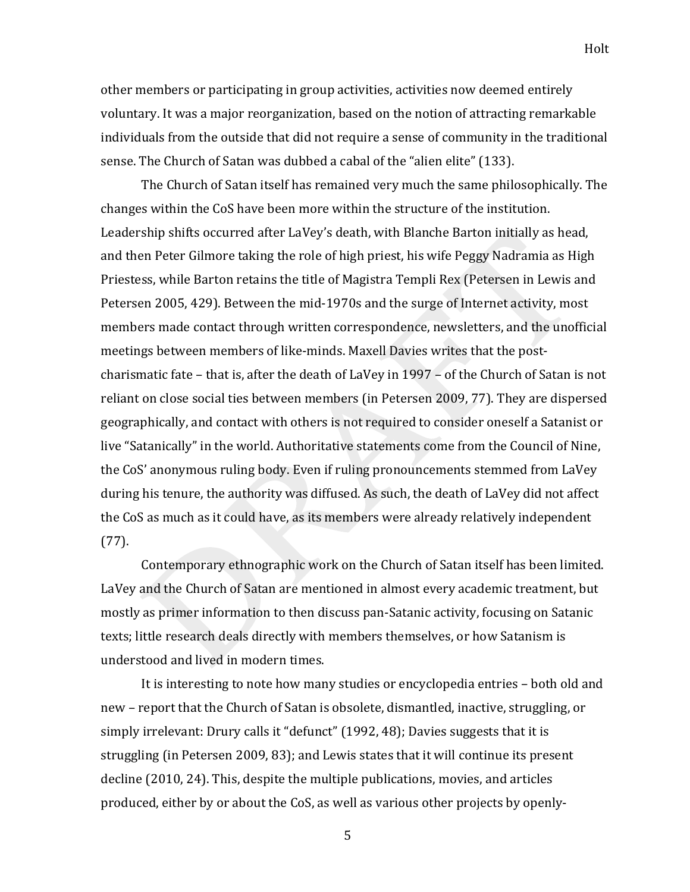other members or participating in group activities, activities now deemed entirely voluntary. It was a major reorganization, based on the notion of attracting remarkable individuals from the outside that did not require a sense of community in the traditional sense. The Church of Satan was dubbed a cabal of the "alien elite" (133).

The Church of Satan itself has remained very much the same philosophically. The changes within the CoS have been more within the structure of the institution. Leadership shifts occurred after LaVey's death, with Blanche Barton initially as head, and then Peter Gilmore taking the role of high priest, his wife Peggy Nadramia as High Priestess, while Barton retains the title of Magistra Templi Rex (Petersen in Lewis and Petersen 2005, 429). Between the mid-1970s and the surge of Internet activity, most members made contact through written correspondence, newsletters, and the unofficial meetings between members of like-minds. Maxell Davies writes that the post-charismatic fate – that is, after the death of LaVey in 1997 – of the Church of Satan is not reliant on close social ties between members (in Petersen 2009, 77). They are dispersed geographically, and contact with others is not required to consider oneself a Satanist or live "Satanically" in the world. Authoritative statements come from the Council of Nine, the CoS' anonymous ruling body. Even if ruling pronouncements stemmed from LaVey during his tenure, the authority was diffused. As such, the death of LaVey did not affect the CoS as much as it could have, as its members were already relatively independent (77).

Contemporary ethnographic work on the Church of Satan itself has been limited. LaVey and the Church of Satan are mentioned in almost every academic treatment, but mostly as primer information to then discuss pan-Satanic activity, focusing on Satanic texts; little research deals directly with members themselves, or how Satanism is understood and lived in modern times.

It is interesting to note how many studies or encyclopedia entries – both old and new – report that the Church of Satan is obsolete, dismantled, inactive, struggling, or simply irrelevant: Drury calls it "defunct" (1992, 48); Davies suggests that it is struggling (in Petersen 2009, 83); and Lewis states that it will continue its present decline (2010, 24). This, despite the multiple publications, movies, and articles produced, either by or about the CoS, as well as various other projects by openly-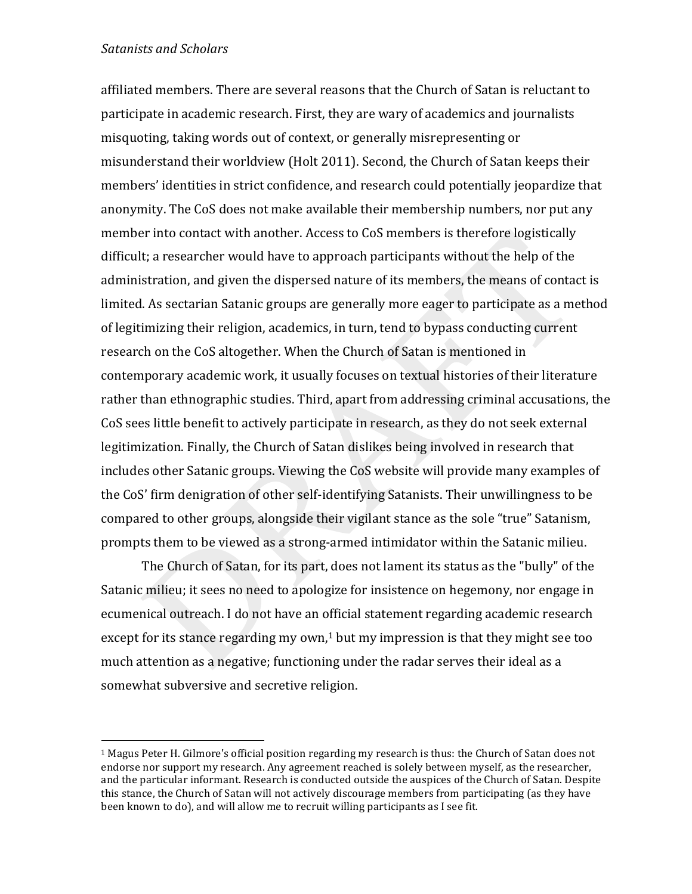affiliated members. There are several reasons that the Church of Satan is reluctant to participate in academic research. First, they are wary of academics and journalists misquoting, taking words out of context, or generally misrepresenting or misunderstand their worldview (Holt 2011). Second, the Church of Satan keeps their members' identities in strict confidence, and research could potentially jeopardize that anonymity. The CoS does not make available their membership numbers, nor put any member into contact with another. Access to CoS members is therefore logistically difficult; a researcher would have to approach participants without the help of the administration, and given the dispersed nature of its members, the means of contact is limited. As sectarian Satanic groups are generally more eager to participate as a method of legitimizing their religion, academics, in turn, tend to bypass conducting current research on the CoS altogether. When the Church of Satan is mentioned in contemporary academic work, it usually focuses on textual histories of their literature rather than ethnographic studies. Third, apart from addressing criminal accusations, the CoS sees little benefit to actively participate in research, as they do not seek external legitimization. Finally, the Church of Satan dislikes being involved in research that includes other Satanic groups. Viewing the CoS website will provide many examples of the CoS' firm denigration of other self-identifying Satanists. Their unwillingness to be compared to other groups, alongside their vigilant stance as the sole "true" Satanism, prompts them to be viewed as a strong-armed intimidator within the Satanic milieu.

The Church of Satan, for its part, does not lament its status as the "bully" of the Satanic milieu; it sees no need to apologize for insistence on hegemony, nor engage in ecumenical outreach. I do not have an official statement regarding academic research except for its stance regarding my own,[1] but my impression is that they might see too much attention as a negative; functioning under the radar serves their ideal as a somewhat subversive and secretive religion.

---

[1] Magus Peter H. Gilmore's official position regarding my research is thus: the Church of Satan does not endorse nor support my research. Any agreement reached is solely between myself, as the researcher, and the particular informant. Research is conducted outside the auspices of the Church of Satan. Despite this stance, the Church of Satan will not actively discourage members from participating (as they have been known to do), and will allow me to recruit willing participants as I see fit.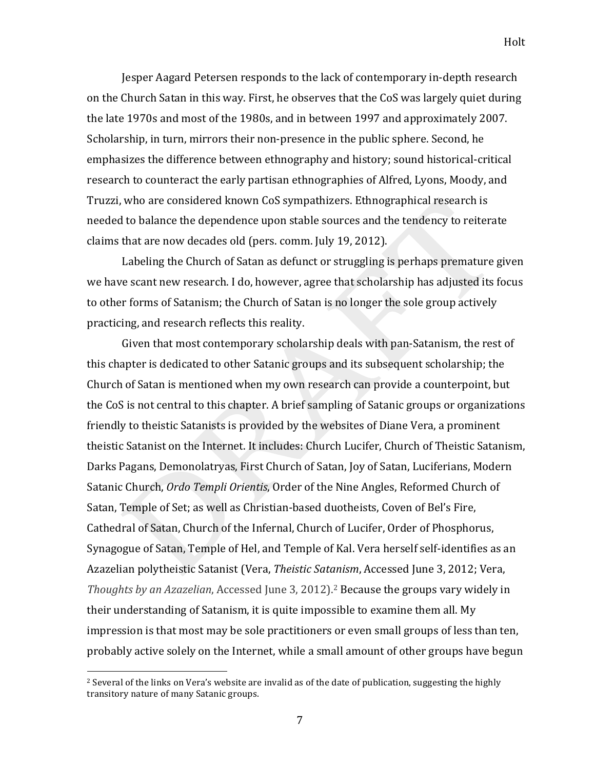Jesper Aagard Petersen responds to the lack of contemporary in-depth research on the Church Satan in this way. First, he observes that the CoS was largely quiet during the late 1970s and most of the 1980s, and in between 1997 and approximately 2007. Scholarship, in turn, mirrors their non-presence in the public sphere. Second, he emphasizes the difference between ethnography and history; sound historical-critical research to counteract the early partisan ethnographies of Alfred, Lyons, Moody, and Truzzi, who are considered known CoS sympathizers. Ethnographical research is needed to balance the dependence upon stable sources and the tendency to reiterate claims that are now decades old (pers. comm. July 19, 2012).

Labeling the Church of Satan as defunct or struggling is perhaps premature given we have scant new research. I do, however, agree that scholarship has adjusted its focus to other forms of Satanism; the Church of Satan is no longer the sole group actively practicing, and research reflects this reality.

Given that most contemporary scholarship deals with pan-Satanism, the rest of this chapter is dedicated to other Satanic groups and its subsequent scholarship; the Church of Satan is mentioned when my own research can provide a counterpoint, but the CoS is not central to this chapter. A brief sampling of Satanic groups or organizations friendly to theistic Satanists is provided by the websites of Diane Vera, a prominent theistic Satanist on the Internet. It includes: Church Lucifer, Church of Theistic Satanism, Darks Pagans, Demonolatryas, First Church of Satan, Joy of Satan, Luciferians, Modern Satanic Church, *Ordo Templi Orientis*, Order of the Nine Angles, Reformed Church of Satan, Temple of Set; as well as Christian-based duotheists, Coven of Bel's Fire, Cathedral of Satan, Church of the Infernal, Church of Lucifer, Order of Phosphorus, Synagogue of Satan, Temple of Hel, and Temple of Kal. Vera herself self-identifies as an Azazelian polytheistic Satanist (Vera, *Theistic Satanism*, Accessed June 3, 2012; Vera, *Thoughts by an Azazelian*, Accessed June 3, 2012).[2] Because the groups vary widely in their understanding of Satanism, it is quite impossible to examine them all. My impression is that most may be sole practitioners or even small groups of less than ten, probably active solely on the Internet, while a small amount of other groups have begun

[2] Several of the links on Vera's website are invalid as of the date of publication, suggesting the highly transitory nature of many Satanic groups.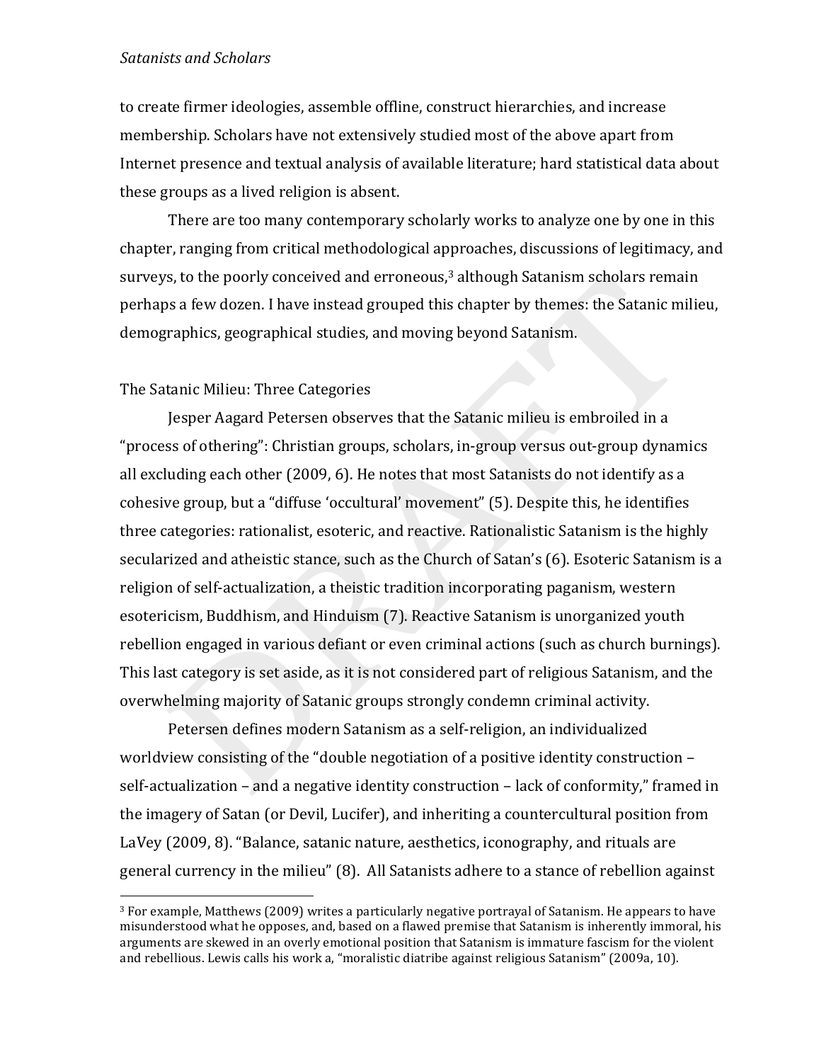to create firmer ideologies, assemble offline, construct hierarchies, and increase membership. Scholars have not extensively studied most of the above apart from Internet presence and textual analysis of available literature; hard statistical data about these groups as a lived religion is absent.

There are too many contemporary scholarly works to analyze one by one in this chapter, ranging from critical methodological approaches, discussions of legitimacy, and surveys, to the poorly conceived and erroneous,[3] although Satanism scholars remain perhaps a few dozen. I have instead grouped this chapter by themes: the Satanic milieu, demographics, geographical studies, and moving beyond Satanism.

## The Satanic Milieu: Three Categories

Jesper Aagard Petersen observes that the Satanic milieu is embroiled in a "process of othering": Christian groups, scholars, in-group versus out-group dynamics all excluding each other (2009, 6). He notes that most Satanists do not identify as a cohesive group, but a "diffuse 'occultural' movement" (5). Despite this, he identifies three categories: rationalist, esoteric, and reactive. Rationalistic Satanism is the highly secularized and atheistic stance, such as the Church of Satan's (6). Esoteric Satanism is a religion of self-actualization, a theistic tradition incorporating paganism, western esotericism, Buddhism, and Hinduism (7). Reactive Satanism is unorganized youth rebellion engaged in various defiant or even criminal actions (such as church burnings). This last category is set aside, as it is not considered part of religious Satanism, and the overwhelming majority of Satanic groups strongly condemn criminal activity.

Petersen defines modern Satanism as a self-religion, an individualized worldview consisting of the "double negotiation of a positive identity construction – self-actualization – and a negative identity construction – lack of conformity," framed in the imagery of Satan (or Devil, Lucifer), and inheriting a countercultural position from LaVey (2009, 8). "Balance, satanic nature, aesthetics, iconography, and rituals are general currency in the milieu" (8). All Satanists adhere to a stance of rebellion against

[3] For example, Matthews (2009) writes a particularly negative portrayal of Satanism. He appears to have misunderstood what he opposes, and, based on a flawed premise that Satanism is inherently immoral, his arguments are skewed in an overly emotional position that Satanism is immature fascism for the violent and rebellious. Lewis calls his work a, "moralistic diatribe against religious Satanism" (2009a, 10).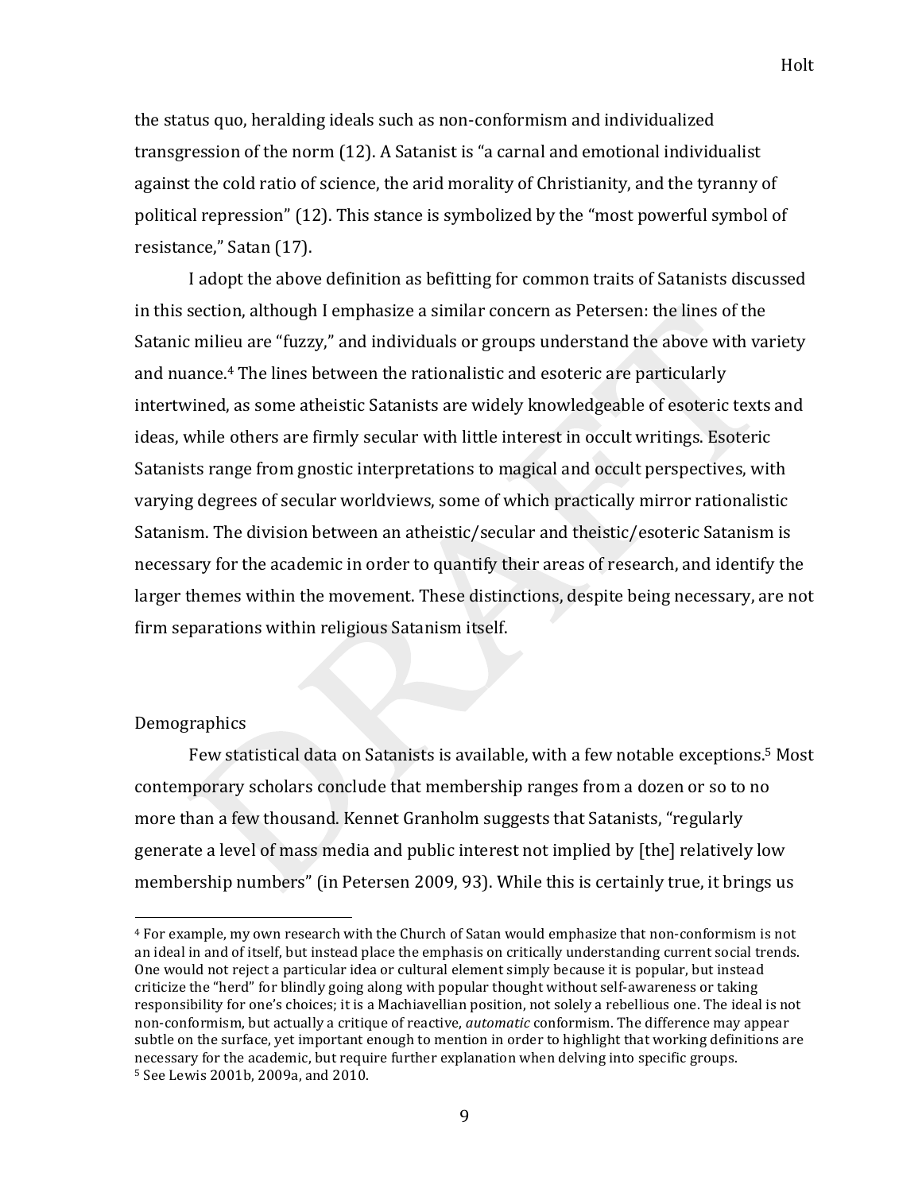the status quo, heralding ideals such as non-conformism and individualized transgression of the norm (12). A Satanist is "a carnal and emotional individualist against the cold ratio of science, the arid morality of Christianity, and the tyranny of political repression" (12). This stance is symbolized by the "most powerful symbol of resistance," Satan (17).

I adopt the above definition as befitting for common traits of Satanists discussed in this section, although I emphasize a similar concern as Petersen: the lines of the Satanic milieu are "fuzzy," and individuals or groups understand the above with variety and nuance.[4] The lines between the rationalistic and esoteric are particularly intertwined, as some atheistic Satanists are widely knowledgeable of esoteric texts and ideas, while others are firmly secular with little interest in occult writings. Esoteric Satanists range from gnostic interpretations to magical and occult perspectives, with varying degrees of secular worldviews, some of which practically mirror rationalistic Satanism. The division between an atheistic/secular and theistic/esoteric Satanism is necessary for the academic in order to quantify their areas of research, and identify the larger themes within the movement. These distinctions, despite being necessary, are not firm separations within religious Satanism itself.

## Demographics

Few statistical data on Satanists is available, with a few notable exceptions.[5] Most contemporary scholars conclude that membership ranges from a dozen or so to no more than a few thousand. Kennet Granholm suggests that Satanists, "regularly generate a level of mass media and public interest not implied by [the] relatively low membership numbers" (in Petersen 2009, 93). While this is certainly true, it brings us

---

[4] For example, my own research with the Church of Satan would emphasize that non-conformism is not an ideal in and of itself, but instead place the emphasis on critically understanding current social trends. One would not reject a particular idea or cultural element simply because it is popular, but instead criticize the "herd" for blindly going along with popular thought without self-awareness or taking responsibility for one's choices; it is a Machiavellian position, not solely a rebellious one. The ideal is not non-conformism, but actually a critique of reactive, *automatic* conformism. The difference may appear subtle on the surface, yet important enough to mention in order to highlight that working definitions are necessary for the academic, but require further explanation when delving into specific groups.

[5] See Lewis 2001b, 2009a, and 2010.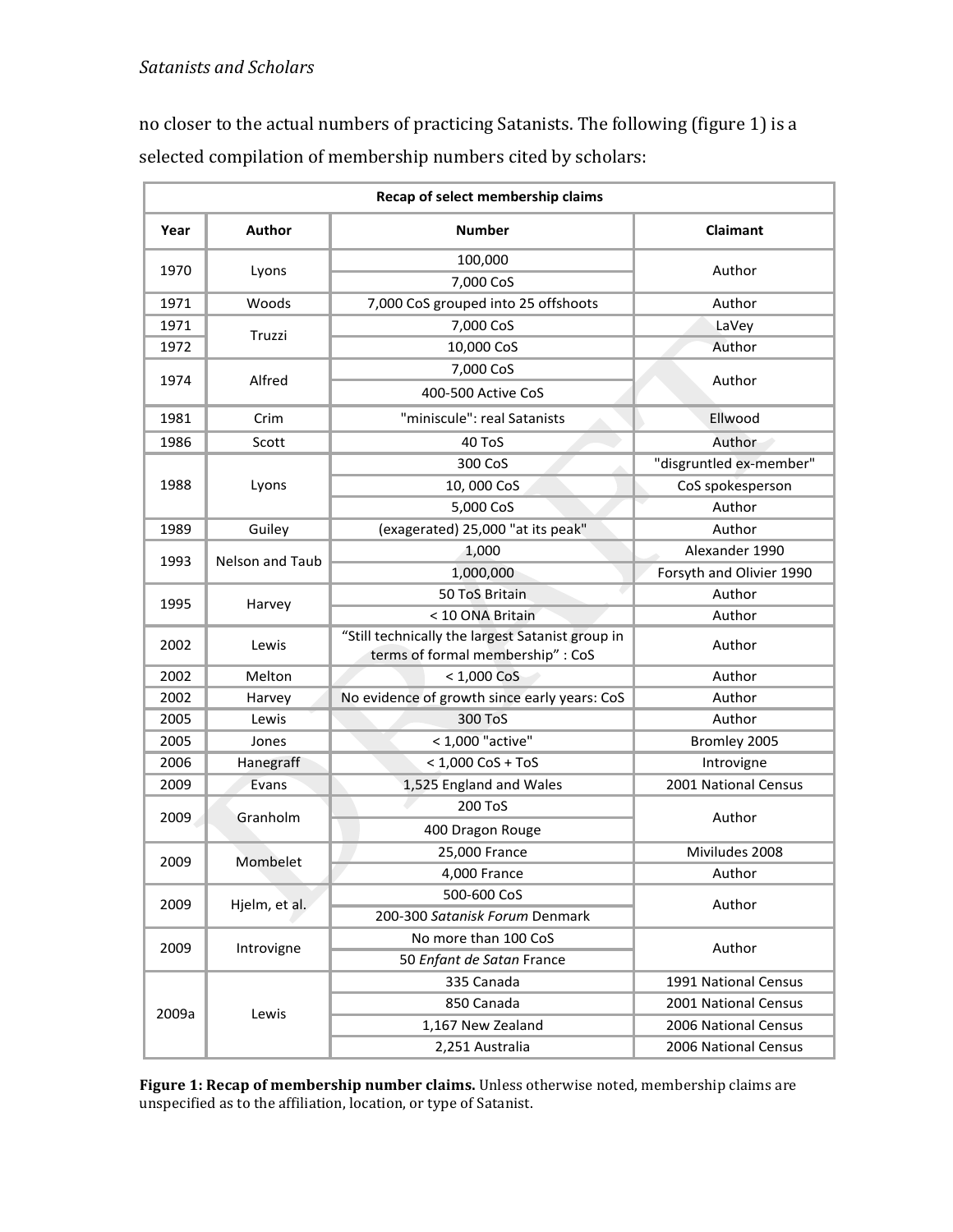no closer to the actual numbers of practicing Satanists. The following (figure 1) is a selected compilation of membership numbers cited by scholars:

| Recap of select membership claims | | | |
|---|---|---|---|
| **Year** | **Author** | **Number** | **Claimant** |
| 1970 | Lyons | 100,000 | Author |
| | | 7,000 CoS | |
| 1971 | Woods | 7,000 CoS grouped into 25 offshoots | Author |
| 1971 | Truzzi | 7,000 CoS | LaVey |
| 1972 | | 10,000 CoS | Author |
| 1974 | Alfred | 7,000 CoS | Author |
| | | 400-500 Active CoS | |
| 1981 | Crim | "miniscule": real Satanists | Ellwood |
| 1986 | Scott | 40 ToS | Author |
| 1988 | Lyons | 300 CoS | "disgruntled ex-member" |
| | | 10, 000 CoS | CoS spokesperson |
| | | 5,000 CoS | Author |
| 1989 | Guiley | (exagerated) 25,000 "at its peak" | Author |
| 1993 | Nelson and Taub | 1,000 | Alexander 1990 |
| | | 1,000,000 | Forsyth and Olivier 1990 |
| 1995 | Harvey | 50 ToS Britain | Author |
| | | < 10 ONA Britain | Author |
| 2002 | Lewis | "Still technically the largest Satanist group in terms of formal membership" : CoS | Author |
| 2002 | Melton | < 1,000 CoS | Author |
| 2002 | Harvey | No evidence of growth since early years: CoS | Author |
| 2005 | Lewis | 300 ToS | Author |
| 2005 | Jones | < 1,000 "active" | Bromley 2005 |
| 2006 | Hanegraff | < 1,000 CoS + ToS | Introvigne |
| 2009 | Evans | 1,525 England and Wales | 2001 National Census |
| 2009 | Granholm | 200 ToS | Author |
| | | 400 Dragon Rouge | |
| 2009 | Mombelet | 25,000 France | Miviludes 2008 |
| | | 4,000 France | Author |
| 2009 | Hjelm, et al. | 500-600 CoS | Author |
| | | 200-300 *Satanisk Forum* Denmark | |
| 2009 | Introvigne | No more than 100 CoS | Author |
| | | 50 *Enfant de Satan* France | |
| 2009a | Lewis | 335 Canada | 1991 National Census |
| | | 850 Canada | 2001 National Census |
| | | 1,167 New Zealand | 2006 National Census |
| | | 2,251 Australia | 2006 National Census |

**Figure 1: Recap of membership number claims.** Unless otherwise noted, membership claims are unspecified as to the affiliation, location, or type of Satanist.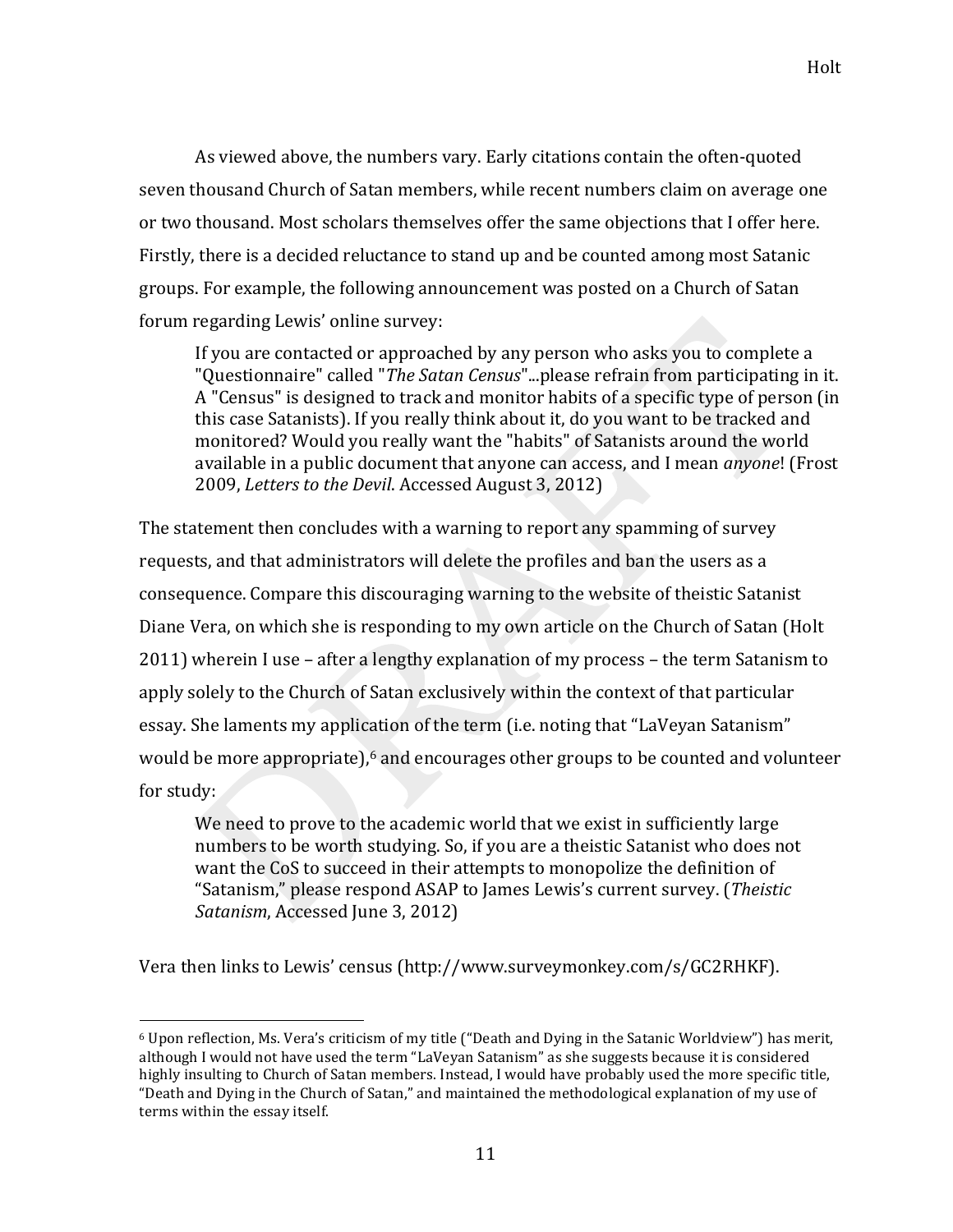As viewed above, the numbers vary. Early citations contain the often-quoted seven thousand Church of Satan members, while recent numbers claim on average one or two thousand. Most scholars themselves offer the same objections that I offer here. Firstly, there is a decided reluctance to stand up and be counted among most Satanic groups. For example, the following announcement was posted on a Church of Satan forum regarding Lewis' online survey:

> If you are contacted or approached by any person who asks you to complete a "Questionnaire" called "*The Satan Census*"...please refrain from participating in it. A "Census" is designed to track and monitor habits of a specific type of person (in this case Satanists). If you really think about it, do you want to be tracked and monitored? Would you really want the "habits" of Satanists around the world available in a public document that anyone can access, and I mean *anyone*! (Frost 2009, *Letters to the Devil*. Accessed August 3, 2012)

The statement then concludes with a warning to report any spamming of survey requests, and that administrators will delete the profiles and ban the users as a consequence. Compare this discouraging warning to the website of theistic Satanist Diane Vera, on which she is responding to my own article on the Church of Satan (Holt 2011) wherein I use – after a lengthy explanation of my process – the term Satanism to apply solely to the Church of Satan exclusively within the context of that particular essay. She laments my application of the term (i.e. noting that "LaVeyan Satanism" would be more appropriate),[6] and encourages other groups to be counted and volunteer for study:

> We need to prove to the academic world that we exist in sufficiently large numbers to be worth studying. So, if you are a theistic Satanist who does not want the CoS to succeed in their attempts to monopolize the definition of "Satanism," please respond ASAP to James Lewis's current survey. (*Theistic Satanism*, Accessed June 3, 2012)

Vera then links to Lewis' census (http://www.surveymonkey.com/s/GC2RHKF).

---

[6] Upon reflection, Ms. Vera's criticism of my title ("Death and Dying in the Satanic Worldview") has merit, although I would not have used the term "LaVeyan Satanism" as she suggests because it is considered highly insulting to Church of Satan members. Instead, I would have probably used the more specific title, "Death and Dying in the Church of Satan," and maintained the methodological explanation of my use of terms within the essay itself.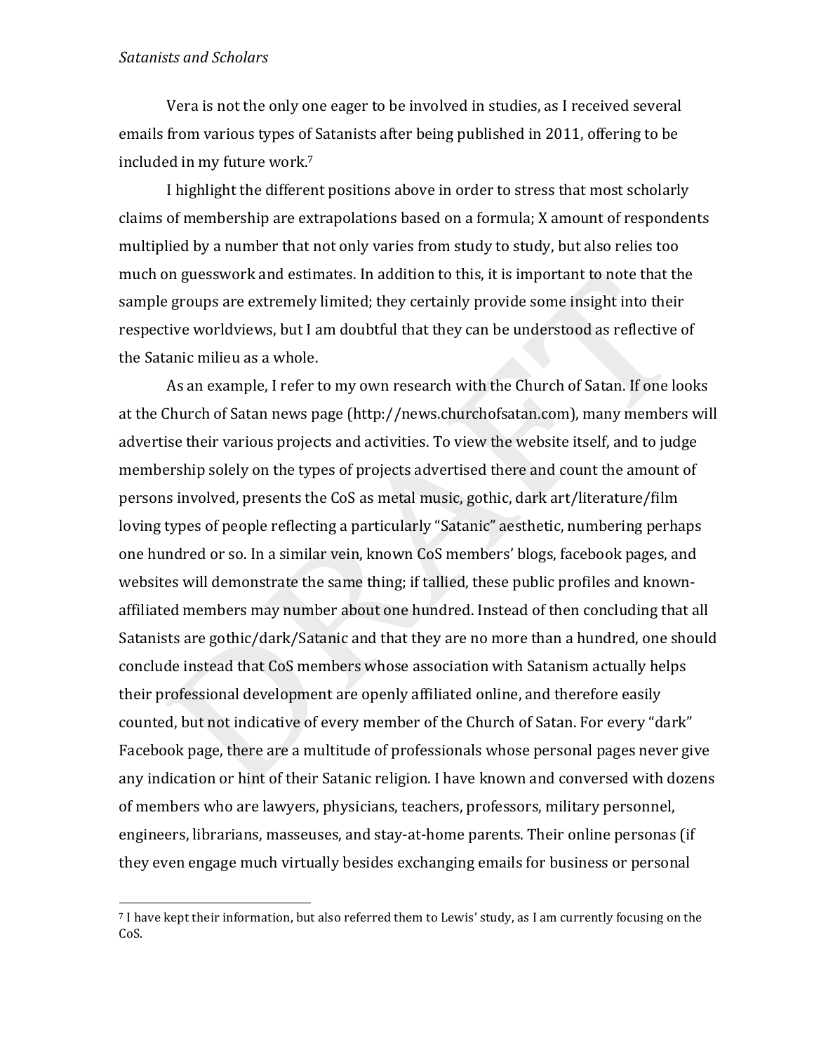Vera is not the only one eager to be involved in studies, as I received several emails from various types of Satanists after being published in 2011, offering to be included in my future work.[7]

I highlight the different positions above in order to stress that most scholarly claims of membership are extrapolations based on a formula; X amount of respondents multiplied by a number that not only varies from study to study, but also relies too much on guesswork and estimates. In addition to this, it is important to note that the sample groups are extremely limited; they certainly provide some insight into their respective worldviews, but I am doubtful that they can be understood as reflective of the Satanic milieu as a whole.

As an example, I refer to my own research with the Church of Satan. If one looks at the Church of Satan news page (http://news.churchofsatan.com), many members will advertise their various projects and activities. To view the website itself, and to judge membership solely on the types of projects advertised there and count the amount of persons involved, presents the CoS as metal music, gothic, dark art/literature/film loving types of people reflecting a particularly "Satanic" aesthetic, numbering perhaps one hundred or so. In a similar vein, known CoS members' blogs, facebook pages, and websites will demonstrate the same thing; if tallied, these public profiles and known-affiliated members may number about one hundred. Instead of then concluding that all Satanists are gothic/dark/Satanic and that they are no more than a hundred, one should conclude instead that CoS members whose association with Satanism actually helps their professional development are openly affiliated online, and therefore easily counted, but not indicative of every member of the Church of Satan. For every "dark" Facebook page, there are a multitude of professionals whose personal pages never give any indication or hint of their Satanic religion. I have known and conversed with dozens of members who are lawyers, physicians, teachers, professors, military personnel, engineers, librarians, masseuses, and stay-at-home parents. Their online personas (if they even engage much virtually besides exchanging emails for business or personal

[7] I have kept their information, but also referred them to Lewis' study, as I am currently focusing on the CoS.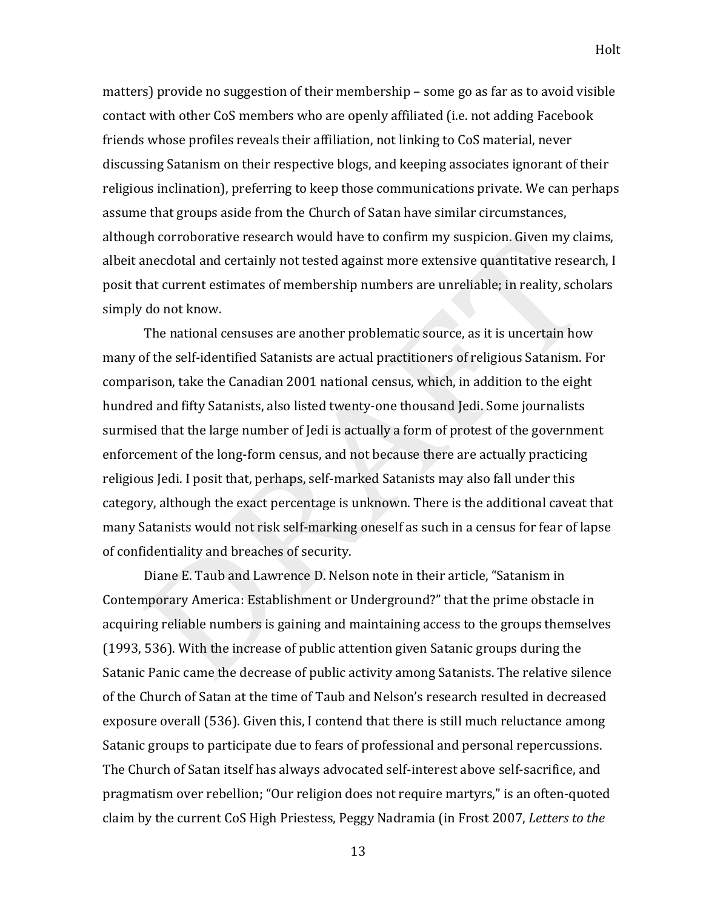matters) provide no suggestion of their membership – some go as far as to avoid visible contact with other CoS members who are openly affiliated (i.e. not adding Facebook friends whose profiles reveals their affiliation, not linking to CoS material, never discussing Satanism on their respective blogs, and keeping associates ignorant of their religious inclination), preferring to keep those communications private. We can perhaps assume that groups aside from the Church of Satan have similar circumstances, although corroborative research would have to confirm my suspicion. Given my claims, albeit anecdotal and certainly not tested against more extensive quantitative research, I posit that current estimates of membership numbers are unreliable; in reality, scholars simply do not know.

The national censuses are another problematic source, as it is uncertain how many of the self-identified Satanists are actual practitioners of religious Satanism. For comparison, take the Canadian 2001 national census, which, in addition to the eight hundred and fifty Satanists, also listed twenty-one thousand Jedi. Some journalists surmised that the large number of Jedi is actually a form of protest of the government enforcement of the long-form census, and not because there are actually practicing religious Jedi. I posit that, perhaps, self-marked Satanists may also fall under this category, although the exact percentage is unknown. There is the additional caveat that many Satanists would not risk self-marking oneself as such in a census for fear of lapse of confidentiality and breaches of security.

Diane E. Taub and Lawrence D. Nelson note in their article, "Satanism in Contemporary America: Establishment or Underground?" that the prime obstacle in acquiring reliable numbers is gaining and maintaining access to the groups themselves (1993, 536). With the increase of public attention given Satanic groups during the Satanic Panic came the decrease of public activity among Satanists. The relative silence of the Church of Satan at the time of Taub and Nelson's research resulted in decreased exposure overall (536). Given this, I contend that there is still much reluctance among Satanic groups to participate due to fears of professional and personal repercussions. The Church of Satan itself has always advocated self-interest above self-sacrifice, and pragmatism over rebellion; "Our religion does not require martyrs," is an often-quoted claim by the current CoS High Priestess, Peggy Nadramia (in Frost 2007, *Letters to the*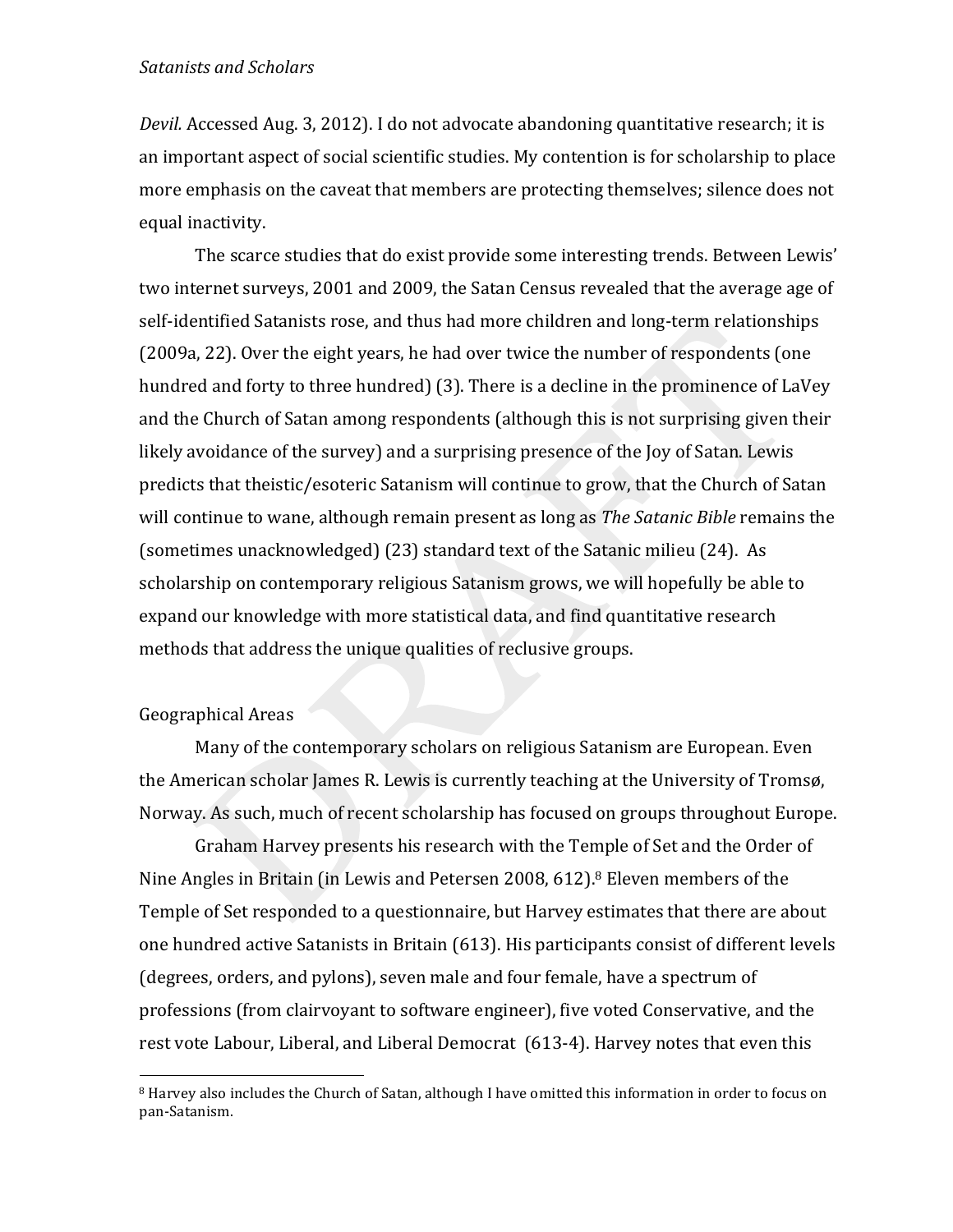*Devil.* Accessed Aug. 3, 2012). I do not advocate abandoning quantitative research; it is an important aspect of social scientific studies. My contention is for scholarship to place more emphasis on the caveat that members are protecting themselves; silence does not equal inactivity.

The scarce studies that do exist provide some interesting trends. Between Lewis' two internet surveys, 2001 and 2009, the Satan Census revealed that the average age of self-identified Satanists rose, and thus had more children and long-term relationships (2009a, 22). Over the eight years, he had over twice the number of respondents (one hundred and forty to three hundred) (3). There is a decline in the prominence of LaVey and the Church of Satan among respondents (although this is not surprising given their likely avoidance of the survey) and a surprising presence of the Joy of Satan. Lewis predicts that theistic/esoteric Satanism will continue to grow, that the Church of Satan will continue to wane, although remain present as long as *The Satanic Bible* remains the (sometimes unacknowledged) (23) standard text of the Satanic milieu (24). As scholarship on contemporary religious Satanism grows, we will hopefully be able to expand our knowledge with more statistical data, and find quantitative research methods that address the unique qualities of reclusive groups.

## Geographical Areas

Many of the contemporary scholars on religious Satanism are European. Even the American scholar James R. Lewis is currently teaching at the University of Tromsø, Norway. As such, much of recent scholarship has focused on groups throughout Europe.

Graham Harvey presents his research with the Temple of Set and the Order of Nine Angles in Britain (in Lewis and Petersen 2008, 612).[8] Eleven members of the Temple of Set responded to a questionnaire, but Harvey estimates that there are about one hundred active Satanists in Britain (613). His participants consist of different levels (degrees, orders, and pylons), seven male and four female, have a spectrum of professions (from clairvoyant to software engineer), five voted Conservative, and the rest vote Labour, Liberal, and Liberal Democrat (613-4). Harvey notes that even this

[8] Harvey also includes the Church of Satan, although I have omitted this information in order to focus on pan-Satanism.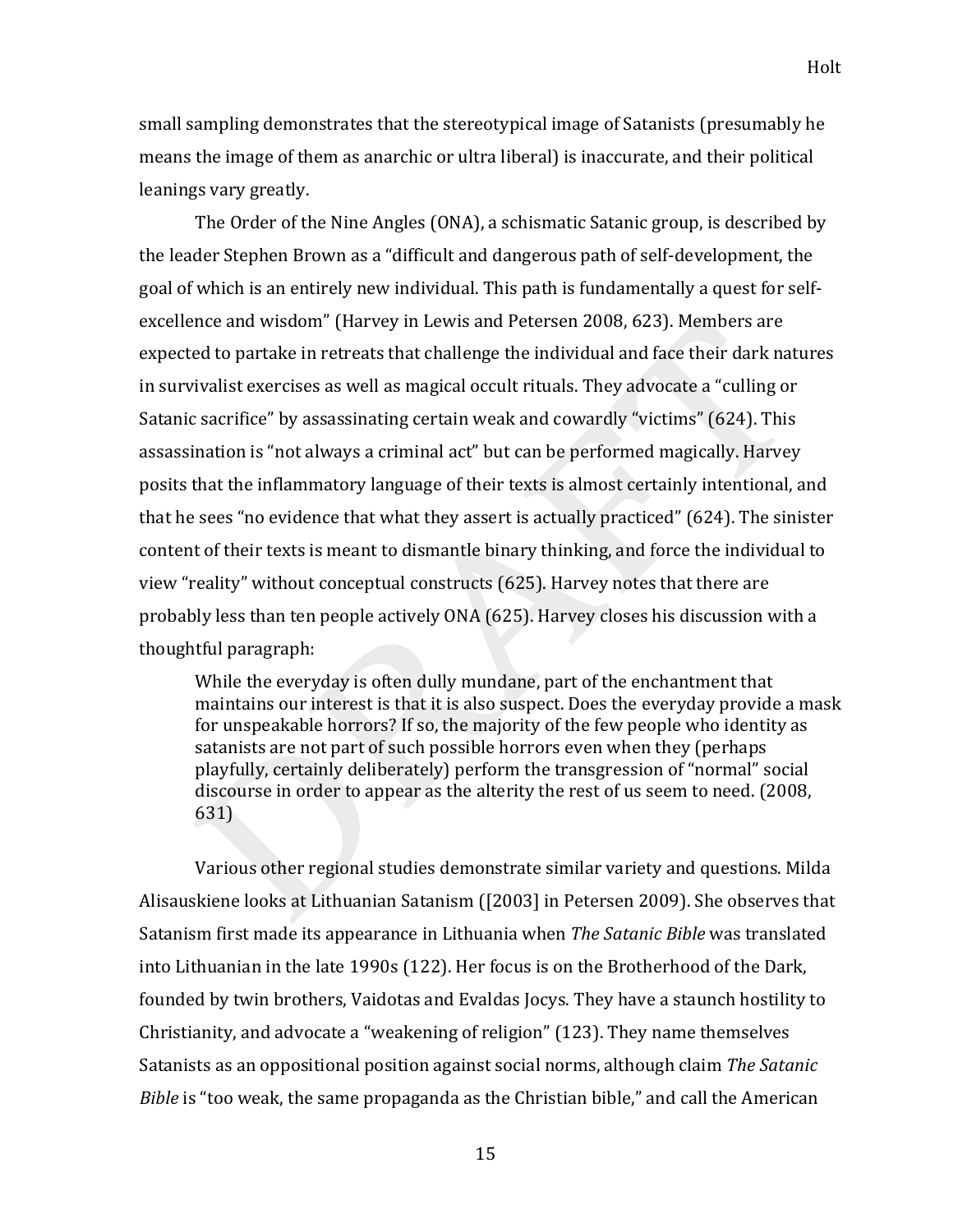small sampling demonstrates that the stereotypical image of Satanists (presumably he means the image of them as anarchic or ultra liberal) is inaccurate, and their political leanings vary greatly.

The Order of the Nine Angles (ONA), a schismatic Satanic group, is described by the leader Stephen Brown as a "difficult and dangerous path of self-development, the goal of which is an entirely new individual. This path is fundamentally a quest for self-excellence and wisdom" (Harvey in Lewis and Petersen 2008, 623). Members are expected to partake in retreats that challenge the individual and face their dark natures in survivalist exercises as well as magical occult rituals. They advocate a "culling or Satanic sacrifice" by assassinating certain weak and cowardly "victims" (624). This assassination is "not always a criminal act" but can be performed magically. Harvey posits that the inflammatory language of their texts is almost certainly intentional, and that he sees "no evidence that what they assert is actually practiced" (624). The sinister content of their texts is meant to dismantle binary thinking, and force the individual to view "reality" without conceptual constructs (625). Harvey notes that there are probably less than ten people actively ONA (625). Harvey closes his discussion with a thoughtful paragraph:

> While the everyday is often dully mundane, part of the enchantment that maintains our interest is that it is also suspect. Does the everyday provide a mask for unspeakable horrors? If so, the majority of the few people who identity as satanists are not part of such possible horrors even when they (perhaps playfully, certainly deliberately) perform the transgression of "normal" social discourse in order to appear as the alterity the rest of us seem to need. (2008, 631)

Various other regional studies demonstrate similar variety and questions. Milda Alisauskiene looks at Lithuanian Satanism ([2003] in Petersen 2009). She observes that Satanism first made its appearance in Lithuania when *The Satanic Bible* was translated into Lithuanian in the late 1990s (122). Her focus is on the Brotherhood of the Dark, founded by twin brothers, Vaidotas and Evaldas Jocys. They have a staunch hostility to Christianity, and advocate a "weakening of religion" (123). They name themselves Satanists as an oppositional position against social norms, although claim *The Satanic Bible* is "too weak, the same propaganda as the Christian bible," and call the American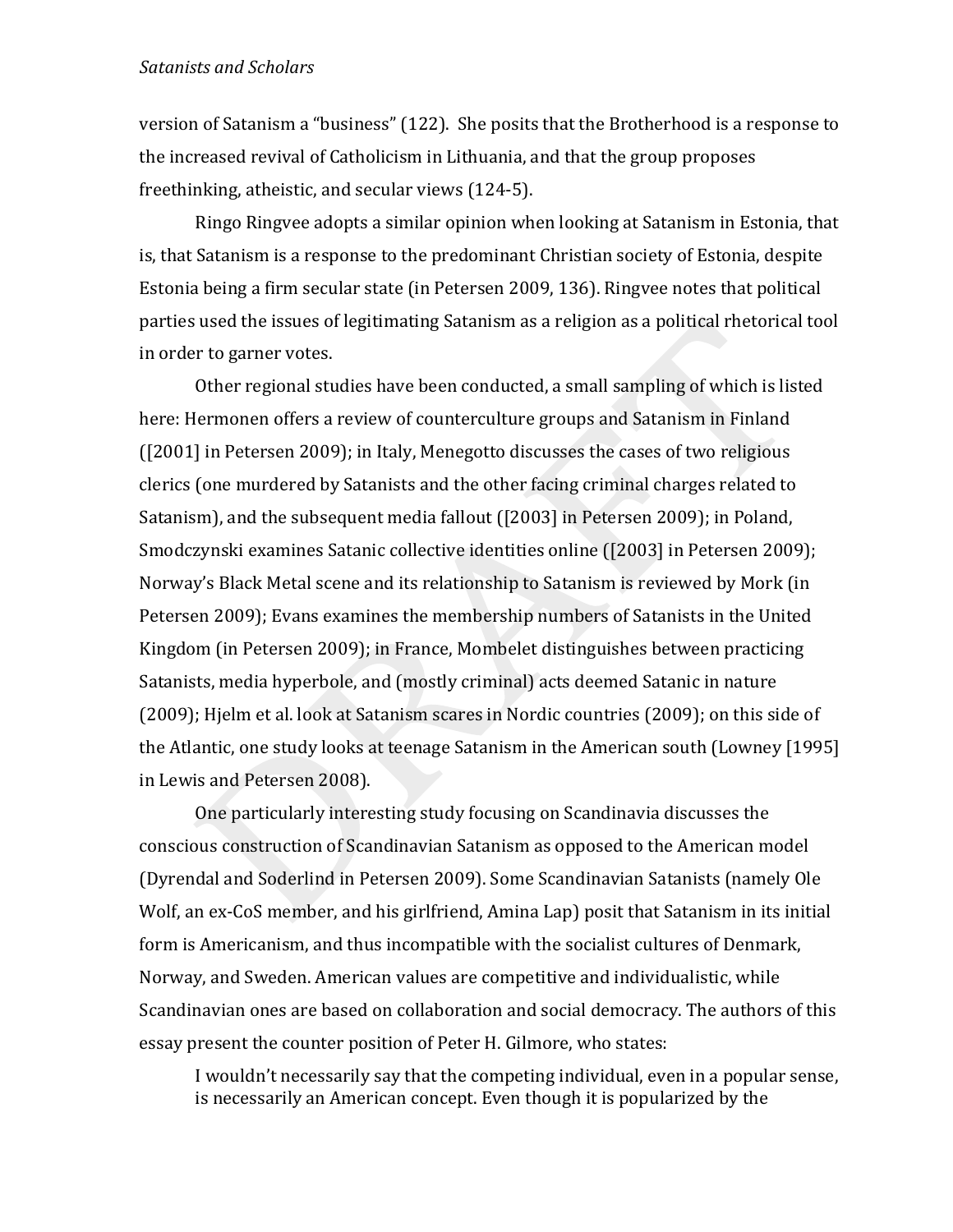version of Satanism a "business" (122). She posits that the Brotherhood is a response to the increased revival of Catholicism in Lithuania, and that the group proposes freethinking, atheistic, and secular views (124-5).

Ringo Ringvee adopts a similar opinion when looking at Satanism in Estonia, that is, that Satanism is a response to the predominant Christian society of Estonia, despite Estonia being a firm secular state (in Petersen 2009, 136). Ringvee notes that political parties used the issues of legitimating Satanism as a religion as a political rhetorical tool in order to garner votes.

Other regional studies have been conducted, a small sampling of which is listed here: Hermonen offers a review of counterculture groups and Satanism in Finland ([2001] in Petersen 2009); in Italy, Menegotto discusses the cases of two religious clerics (one murdered by Satanists and the other facing criminal charges related to Satanism), and the subsequent media fallout ([2003] in Petersen 2009); in Poland, Smodczynski examines Satanic collective identities online ([2003] in Petersen 2009); Norway's Black Metal scene and its relationship to Satanism is reviewed by Mork (in Petersen 2009); Evans examines the membership numbers of Satanists in the United Kingdom (in Petersen 2009); in France, Mombelet distinguishes between practicing Satanists, media hyperbole, and (mostly criminal) acts deemed Satanic in nature (2009); Hjelm et al. look at Satanism scares in Nordic countries (2009); on this side of the Atlantic, one study looks at teenage Satanism in the American south (Lowney [1995] in Lewis and Petersen 2008).

One particularly interesting study focusing on Scandinavia discusses the conscious construction of Scandinavian Satanism as opposed to the American model (Dyrendal and Soderlind in Petersen 2009). Some Scandinavian Satanists (namely Ole Wolf, an ex-CoS member, and his girlfriend, Amina Lap) posit that Satanism in its initial form is Americanism, and thus incompatible with the socialist cultures of Denmark, Norway, and Sweden. American values are competitive and individualistic, while Scandinavian ones are based on collaboration and social democracy. The authors of this essay present the counter position of Peter H. Gilmore, who states:

> I wouldn't necessarily say that the competing individual, even in a popular sense, is necessarily an American concept. Even though it is popularized by the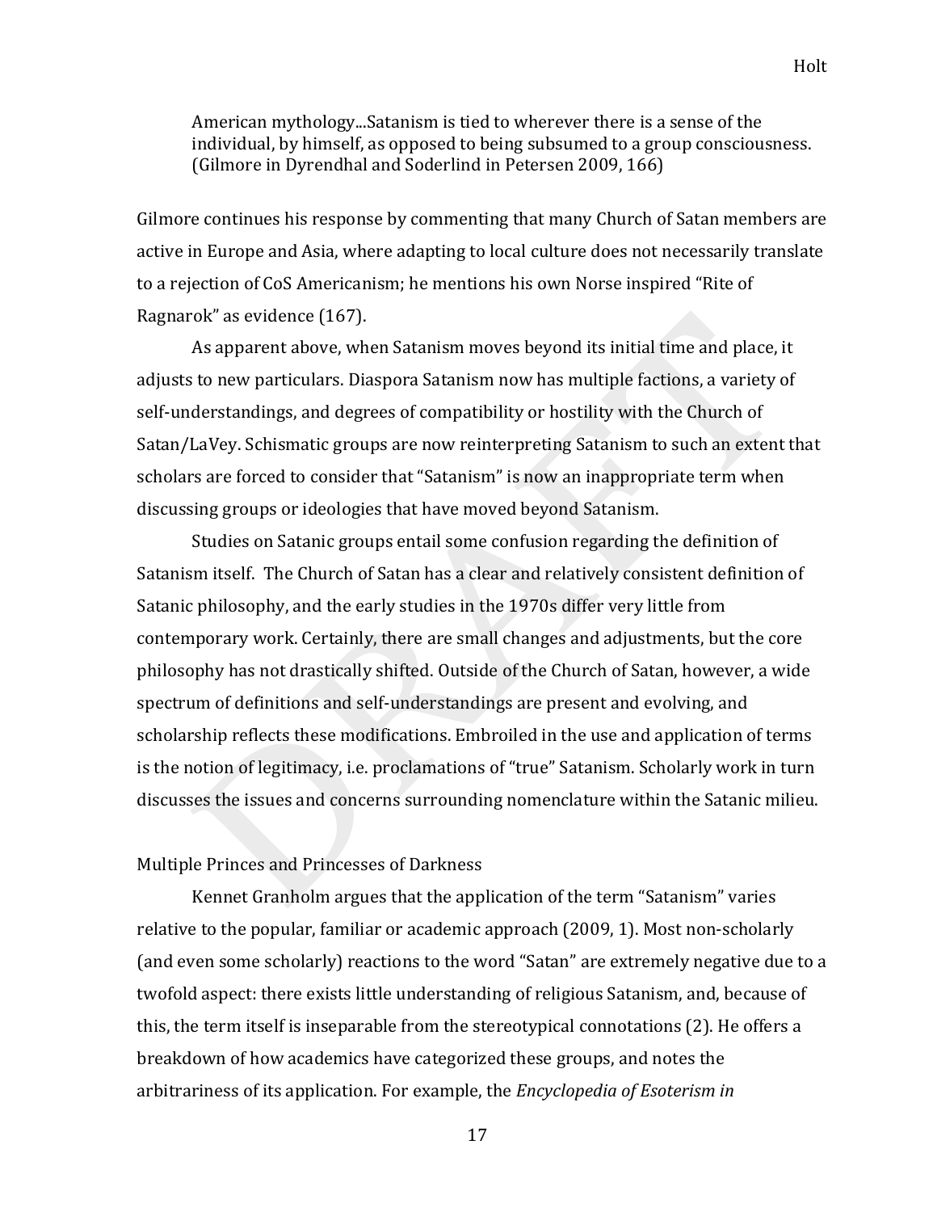> American mythology...Satanism is tied to wherever there is a sense of the individual, by himself, as opposed to being subsumed to a group consciousness. (Gilmore in Dyrendhal and Soderlind in Petersen 2009, 166)

Gilmore continues his response by commenting that many Church of Satan members are active in Europe and Asia, where adapting to local culture does not necessarily translate to a rejection of CoS Americanism; he mentions his own Norse inspired "Rite of Ragnarok" as evidence (167).

As apparent above, when Satanism moves beyond its initial time and place, it adjusts to new particulars. Diaspora Satanism now has multiple factions, a variety of self-understandings, and degrees of compatibility or hostility with the Church of Satan/LaVey. Schismatic groups are now reinterpreting Satanism to such an extent that scholars are forced to consider that "Satanism" is now an inappropriate term when discussing groups or ideologies that have moved beyond Satanism.

Studies on Satanic groups entail some confusion regarding the definition of Satanism itself. The Church of Satan has a clear and relatively consistent definition of Satanic philosophy, and the early studies in the 1970s differ very little from contemporary work. Certainly, there are small changes and adjustments, but the core philosophy has not drastically shifted. Outside of the Church of Satan, however, a wide spectrum of definitions and self-understandings are present and evolving, and scholarship reflects these modifications. Embroiled in the use and application of terms is the notion of legitimacy, i.e. proclamations of "true" Satanism. Scholarly work in turn discusses the issues and concerns surrounding nomenclature within the Satanic milieu.

## Multiple Princes and Princesses of Darkness

Kennet Granholm argues that the application of the term "Satanism" varies relative to the popular, familiar or academic approach (2009, 1). Most non-scholarly (and even some scholarly) reactions to the word "Satan" are extremely negative due to a twofold aspect: there exists little understanding of religious Satanism, and, because of this, the term itself is inseparable from the stereotypical connotations (2). He offers a breakdown of how academics have categorized these groups, and notes the arbitrariness of its application. For example, the *Encyclopedia of Esoterism in*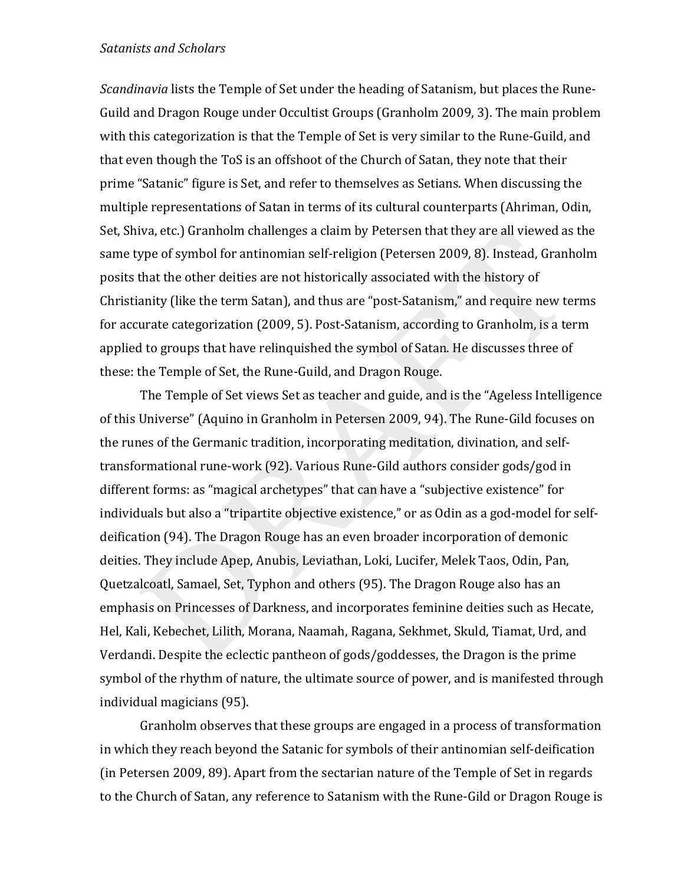*Scandinavia* lists the Temple of Set under the heading of Satanism, but places the Rune-Guild and Dragon Rouge under Occultist Groups (Granholm 2009, 3). The main problem with this categorization is that the Temple of Set is very similar to the Rune-Guild, and that even though the ToS is an offshoot of the Church of Satan, they note that their prime "Satanic" figure is Set, and refer to themselves as Setians. When discussing the multiple representations of Satan in terms of its cultural counterparts (Ahriman, Odin, Set, Shiva, etc.) Granholm challenges a claim by Petersen that they are all viewed as the same type of symbol for antinomian self-religion (Petersen 2009, 8). Instead, Granholm posits that the other deities are not historically associated with the history of Christianity (like the term Satan), and thus are "post-Satanism," and require new terms for accurate categorization (2009, 5). Post-Satanism, according to Granholm, is a term applied to groups that have relinquished the symbol of Satan. He discusses three of these: the Temple of Set, the Rune-Guild, and Dragon Rouge.

The Temple of Set views Set as teacher and guide, and is the "Ageless Intelligence of this Universe" (Aquino in Granholm in Petersen 2009, 94). The Rune-Gild focuses on the runes of the Germanic tradition, incorporating meditation, divination, and self-transformational rune-work (92). Various Rune-Gild authors consider gods/god in different forms: as "magical archetypes" that can have a "subjective existence" for individuals but also a "tripartite objective existence," or as Odin as a god-model for self-deification (94). The Dragon Rouge has an even broader incorporation of demonic deities. They include Apep, Anubis, Leviathan, Loki, Lucifer, Melek Taos, Odin, Pan, Quetzalcoatl, Samael, Set, Typhon and others (95). The Dragon Rouge also has an emphasis on Princesses of Darkness, and incorporates feminine deities such as Hecate, Hel, Kali, Kebechet, Lilith, Morana, Naamah, Ragana, Sekhmet, Skuld, Tiamat, Urd, and Verdandi. Despite the eclectic pantheon of gods/goddesses, the Dragon is the prime symbol of the rhythm of nature, the ultimate source of power, and is manifested through individual magicians (95).

Granholm observes that these groups are engaged in a process of transformation in which they reach beyond the Satanic for symbols of their antinomian self-deification (in Petersen 2009, 89). Apart from the sectarian nature of the Temple of Set in regards to the Church of Satan, any reference to Satanism with the Rune-Gild or Dragon Rouge is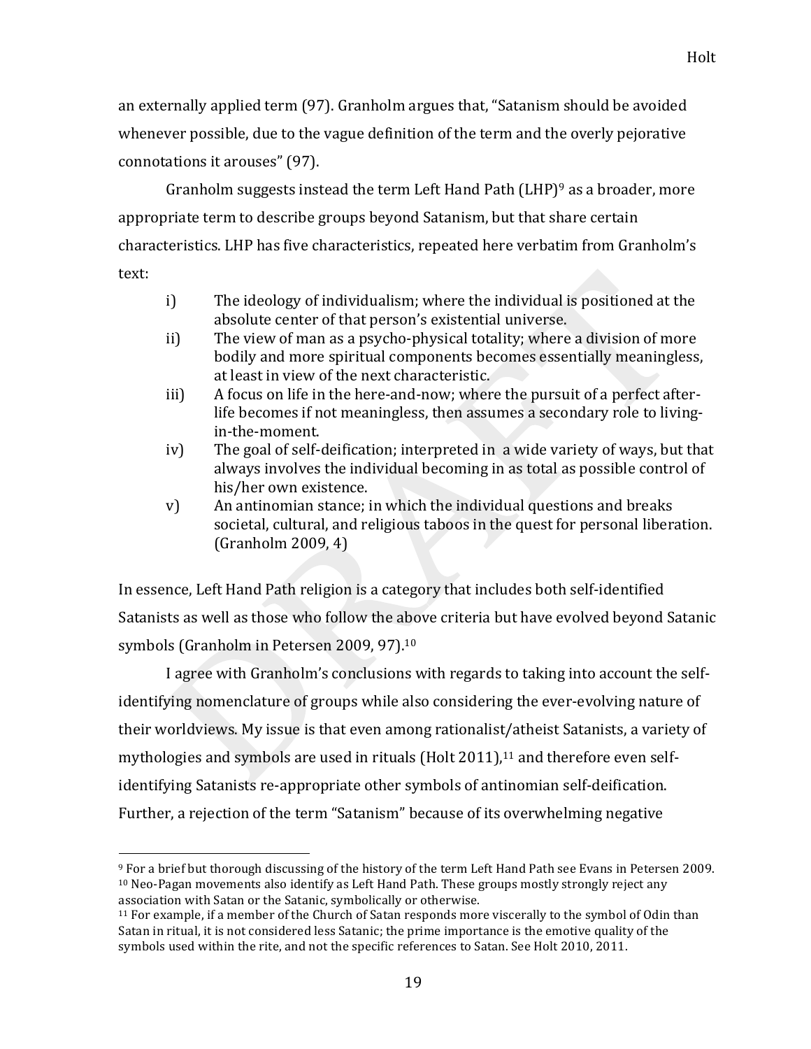an externally applied term (97). Granholm argues that, "Satanism should be avoided whenever possible, due to the vague definition of the term and the overly pejorative connotations it arouses" (97).

Granholm suggests instead the term Left Hand Path (LHP)[9] as a broader, more appropriate term to describe groups beyond Satanism, but that share certain characteristics. LHP has five characteristics, repeated here verbatim from Granholm's text:

> i) The ideology of individualism; where the individual is positioned at the absolute center of that person's existential universe.
>
> ii) The view of man as a psycho-physical totality; where a division of more bodily and more spiritual components becomes essentially meaningless, at least in view of the next characteristic.
>
> iii) A focus on life in the here-and-now; where the pursuit of a perfect after-life becomes if not meaningless, then assumes a secondary role to living-in-the-moment.
>
> iv) The goal of self-deification; interpreted in a wide variety of ways, but that always involves the individual becoming in as total as possible control of his/her own existence.
>
> v) An antinomian stance; in which the individual questions and breaks societal, cultural, and religious taboos in the quest for personal liberation. (Granholm 2009, 4)

In essence, Left Hand Path religion is a category that includes both self-identified Satanists as well as those who follow the above criteria but have evolved beyond Satanic symbols (Granholm in Petersen 2009, 97).[10]

I agree with Granholm's conclusions with regards to taking into account the self-identifying nomenclature of groups while also considering the ever-evolving nature of their worldviews. My issue is that even among rationalist/atheist Satanists, a variety of mythologies and symbols are used in rituals (Holt 2011),[11] and therefore even self-identifying Satanists re-appropriate other symbols of antinomian self-deification. Further, a rejection of the term "Satanism" because of its overwhelming negative

---

[9] For a brief but thorough discussing of the history of the term Left Hand Path see Evans in Petersen 2009.

[10] Neo-Pagan movements also identify as Left Hand Path. These groups mostly strongly reject any association with Satan or the Satanic, symbolically or otherwise.

[11] For example, if a member of the Church of Satan responds more viscerally to the symbol of Odin than Satan in ritual, it is not considered less Satanic; the prime importance is the emotive quality of the symbols used within the rite, and not the specific references to Satan. See Holt 2010, 2011.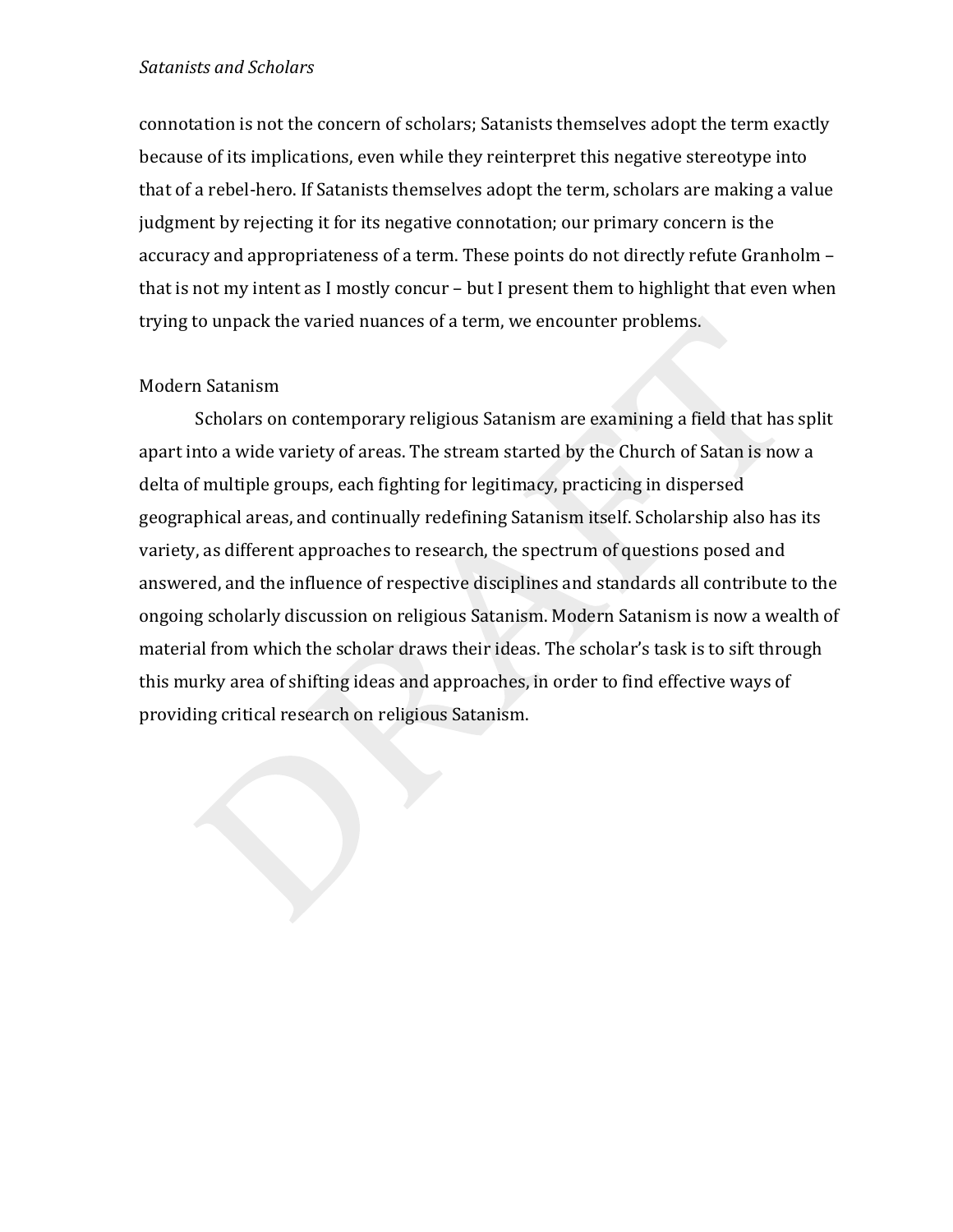connotation is not the concern of scholars; Satanists themselves adopt the term exactly because of its implications, even while they reinterpret this negative stereotype into that of a rebel-hero. If Satanists themselves adopt the term, scholars are making a value judgment by rejecting it for its negative connotation; our primary concern is the accuracy and appropriateness of a term. These points do not directly refute Granholm – that is not my intent as I mostly concur – but I present them to highlight that even when trying to unpack the varied nuances of a term, we encounter problems.

## Modern Satanism

Scholars on contemporary religious Satanism are examining a field that has split apart into a wide variety of areas. The stream started by the Church of Satan is now a delta of multiple groups, each fighting for legitimacy, practicing in dispersed geographical areas, and continually redefining Satanism itself. Scholarship also has its variety, as different approaches to research, the spectrum of questions posed and answered, and the influence of respective disciplines and standards all contribute to the ongoing scholarly discussion on religious Satanism. Modern Satanism is now a wealth of material from which the scholar draws their ideas. The scholar's task is to sift through this murky area of shifting ideas and approaches, in order to find effective ways of providing critical research on religious Satanism.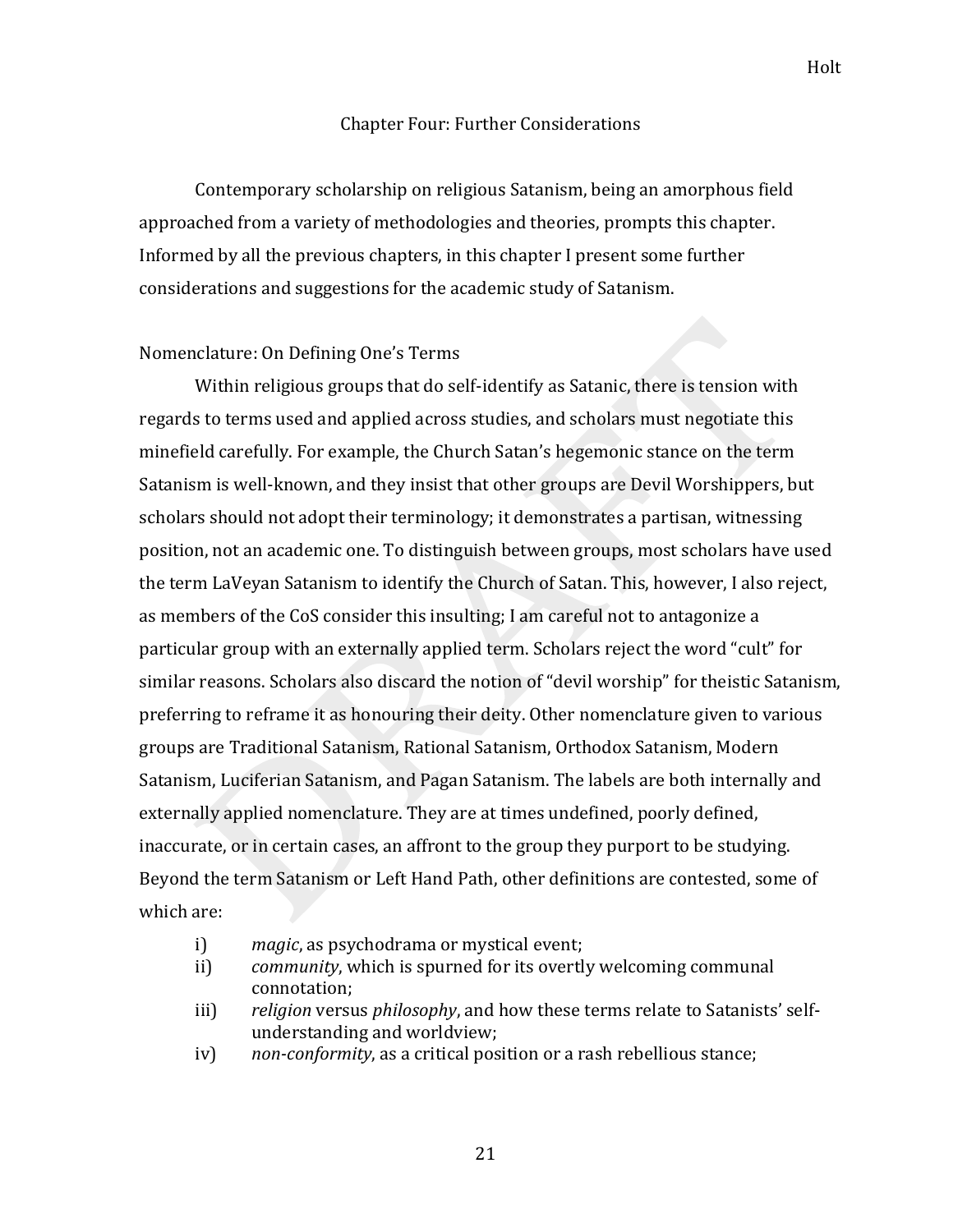## Chapter Four: Further Considerations

Contemporary scholarship on religious Satanism, being an amorphous field approached from a variety of methodologies and theories, prompts this chapter. Informed by all the previous chapters, in this chapter I present some further considerations and suggestions for the academic study of Satanism.

### Nomenclature: On Defining One's Terms

Within religious groups that do self-identify as Satanic, there is tension with regards to terms used and applied across studies, and scholars must negotiate this minefield carefully. For example, the Church Satan's hegemonic stance on the term Satanism is well-known, and they insist that other groups are Devil Worshippers, but scholars should not adopt their terminology; it demonstrates a partisan, witnessing position, not an academic one. To distinguish between groups, most scholars have used the term LaVeyan Satanism to identify the Church of Satan. This, however, I also reject, as members of the CoS consider this insulting; I am careful not to antagonize a particular group with an externally applied term. Scholars reject the word "cult" for similar reasons. Scholars also discard the notion of "devil worship" for theistic Satanism, preferring to reframe it as honouring their deity. Other nomenclature given to various groups are Traditional Satanism, Rational Satanism, Orthodox Satanism, Modern Satanism, Luciferian Satanism, and Pagan Satanism. The labels are both internally and externally applied nomenclature. They are at times undefined, poorly defined, inaccurate, or in certain cases, an affront to the group they purport to be studying. Beyond the term Satanism or Left Hand Path, other definitions are contested, some of which are:

i) *magic*, as psychodrama or mystical event;
ii) *community*, which is spurned for its overtly welcoming communal connotation;
iii) *religion* versus *philosophy*, and how these terms relate to Satanists' self-understanding and worldview;
iv) *non-conformity*, as a critical position or a rash rebellious stance;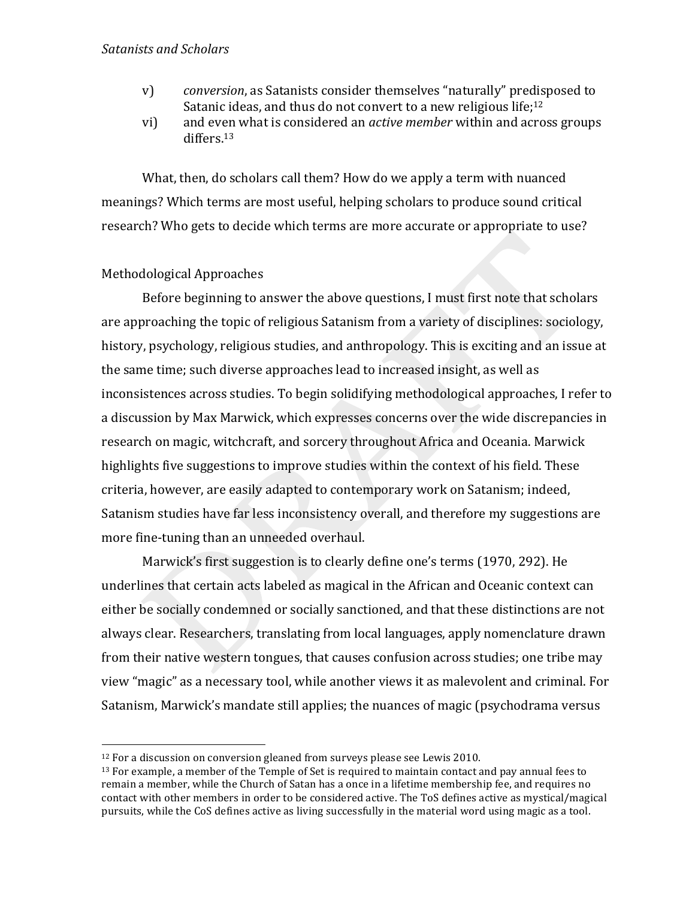v) *conversion*, as Satanists consider themselves "naturally" predisposed to Satanic ideas, and thus do not convert to a new religious life;[12]

vi) and even what is considered an *active member* within and across groups differs.[13]

What, then, do scholars call them? How do we apply a term with nuanced meanings? Which terms are most useful, helping scholars to produce sound critical research? Who gets to decide which terms are more accurate or appropriate to use?

## Methodological Approaches

Before beginning to answer the above questions, I must first note that scholars are approaching the topic of religious Satanism from a variety of disciplines: sociology, history, psychology, religious studies, and anthropology. This is exciting and an issue at the same time; such diverse approaches lead to increased insight, as well as inconsistences across studies. To begin solidifying methodological approaches, I refer to a discussion by Max Marwick, which expresses concerns over the wide discrepancies in research on magic, witchcraft, and sorcery throughout Africa and Oceania. Marwick highlights five suggestions to improve studies within the context of his field. These criteria, however, are easily adapted to contemporary work on Satanism; indeed, Satanism studies have far less inconsistency overall, and therefore my suggestions are more fine-tuning than an unneeded overhaul.

Marwick's first suggestion is to clearly define one's terms (1970, 292). He underlines that certain acts labeled as magical in the African and Oceanic context can either be socially condemned or socially sanctioned, and that these distinctions are not always clear. Researchers, translating from local languages, apply nomenclature drawn from their native western tongues, that causes confusion across studies; one tribe may view "magic" as a necessary tool, while another views it as malevolent and criminal. For Satanism, Marwick's mandate still applies; the nuances of magic (psychodrama versus

---

[12] For a discussion on conversion gleaned from surveys please see Lewis 2010.

[13] For example, a member of the Temple of Set is required to maintain contact and pay annual fees to remain a member, while the Church of Satan has a once in a lifetime membership fee, and requires no contact with other members in order to be considered active. The ToS defines active as mystical/magical pursuits, while the CoS defines active as living successfully in the material word using magic as a tool.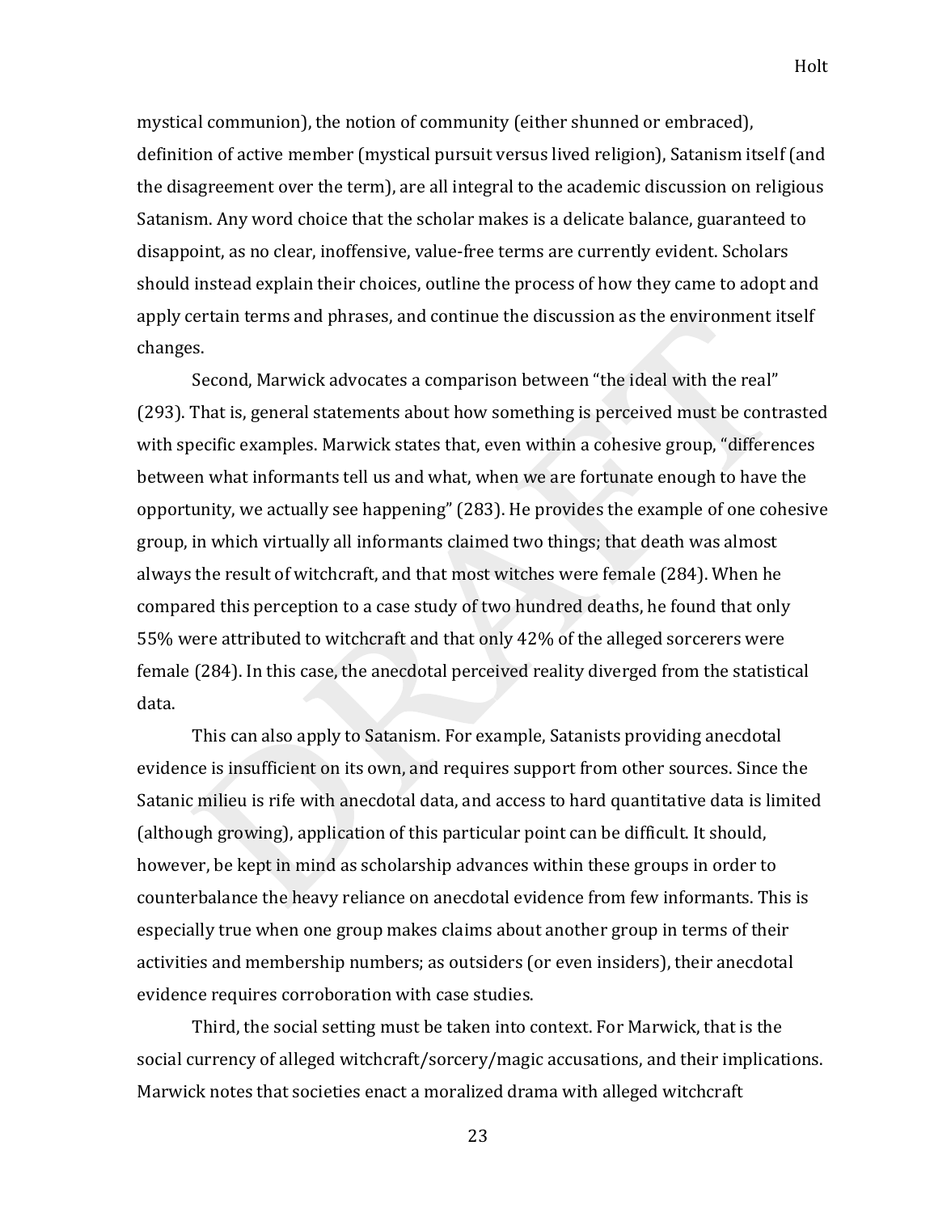mystical communion), the notion of community (either shunned or embraced), definition of active member (mystical pursuit versus lived religion), Satanism itself (and the disagreement over the term), are all integral to the academic discussion on religious Satanism. Any word choice that the scholar makes is a delicate balance, guaranteed to disappoint, as no clear, inoffensive, value-free terms are currently evident. Scholars should instead explain their choices, outline the process of how they came to adopt and apply certain terms and phrases, and continue the discussion as the environment itself changes.

Second, Marwick advocates a comparison between "the ideal with the real" (293). That is, general statements about how something is perceived must be contrasted with specific examples. Marwick states that, even within a cohesive group, "differences between what informants tell us and what, when we are fortunate enough to have the opportunity, we actually see happening" (283). He provides the example of one cohesive group, in which virtually all informants claimed two things; that death was almost always the result of witchcraft, and that most witches were female (284). When he compared this perception to a case study of two hundred deaths, he found that only 55% were attributed to witchcraft and that only 42% of the alleged sorcerers were female (284). In this case, the anecdotal perceived reality diverged from the statistical data.

This can also apply to Satanism. For example, Satanists providing anecdotal evidence is insufficient on its own, and requires support from other sources. Since the Satanic milieu is rife with anecdotal data, and access to hard quantitative data is limited (although growing), application of this particular point can be difficult. It should, however, be kept in mind as scholarship advances within these groups in order to counterbalance the heavy reliance on anecdotal evidence from few informants. This is especially true when one group makes claims about another group in terms of their activities and membership numbers; as outsiders (or even insiders), their anecdotal evidence requires corroboration with case studies.

Third, the social setting must be taken into context. For Marwick, that is the social currency of alleged witchcraft/sorcery/magic accusations, and their implications. Marwick notes that societies enact a moralized drama with alleged witchcraft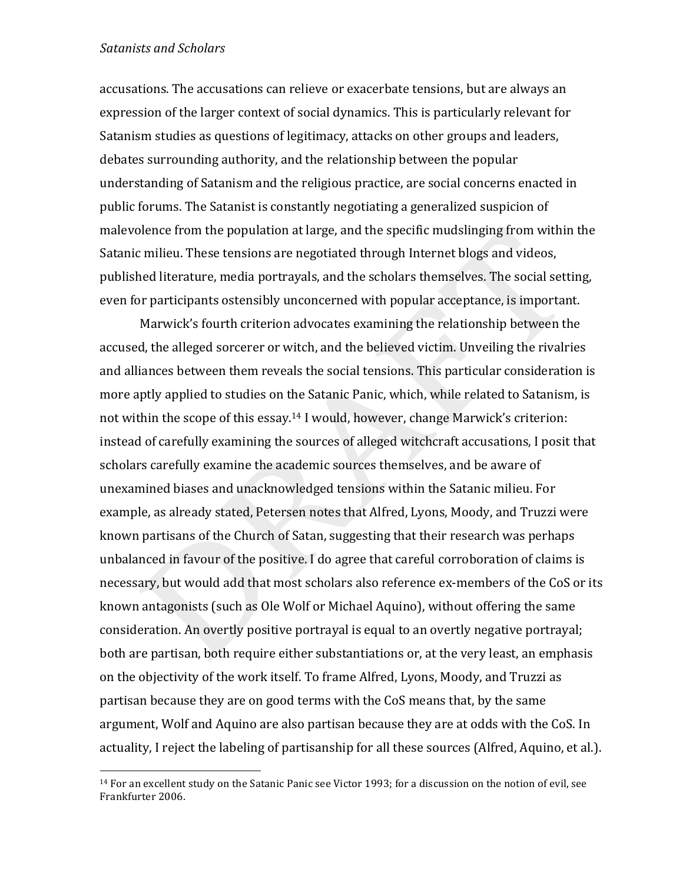accusations. The accusations can relieve or exacerbate tensions, but are always an expression of the larger context of social dynamics. This is particularly relevant for Satanism studies as questions of legitimacy, attacks on other groups and leaders, debates surrounding authority, and the relationship between the popular understanding of Satanism and the religious practice, are social concerns enacted in public forums. The Satanist is constantly negotiating a generalized suspicion of malevolence from the population at large, and the specific mudslinging from within the Satanic milieu. These tensions are negotiated through Internet blogs and videos, published literature, media portrayals, and the scholars themselves. The social setting, even for participants ostensibly unconcerned with popular acceptance, is important.

Marwick's fourth criterion advocates examining the relationship between the accused, the alleged sorcerer or witch, and the believed victim. Unveiling the rivalries and alliances between them reveals the social tensions. This particular consideration is more aptly applied to studies on the Satanic Panic, which, while related to Satanism, is not within the scope of this essay.[14] I would, however, change Marwick's criterion: instead of carefully examining the sources of alleged witchcraft accusations, I posit that scholars carefully examine the academic sources themselves, and be aware of unexamined biases and unacknowledged tensions within the Satanic milieu. For example, as already stated, Petersen notes that Alfred, Lyons, Moody, and Truzzi were known partisans of the Church of Satan, suggesting that their research was perhaps unbalanced in favour of the positive. I do agree that careful corroboration of claims is necessary, but would add that most scholars also reference ex-members of the CoS or its known antagonists (such as Ole Wolf or Michael Aquino), without offering the same consideration. An overtly positive portrayal is equal to an overtly negative portrayal; both are partisan, both require either substantiations or, at the very least, an emphasis on the objectivity of the work itself. To frame Alfred, Lyons, Moody, and Truzzi as partisan because they are on good terms with the CoS means that, by the same argument, Wolf and Aquino are also partisan because they are at odds with the CoS. In actuality, I reject the labeling of partisanship for all these sources (Alfred, Aquino, et al.).

[14] For an excellent study on the Satanic Panic see Victor 1993; for a discussion on the notion of evil, see Frankfurter 2006.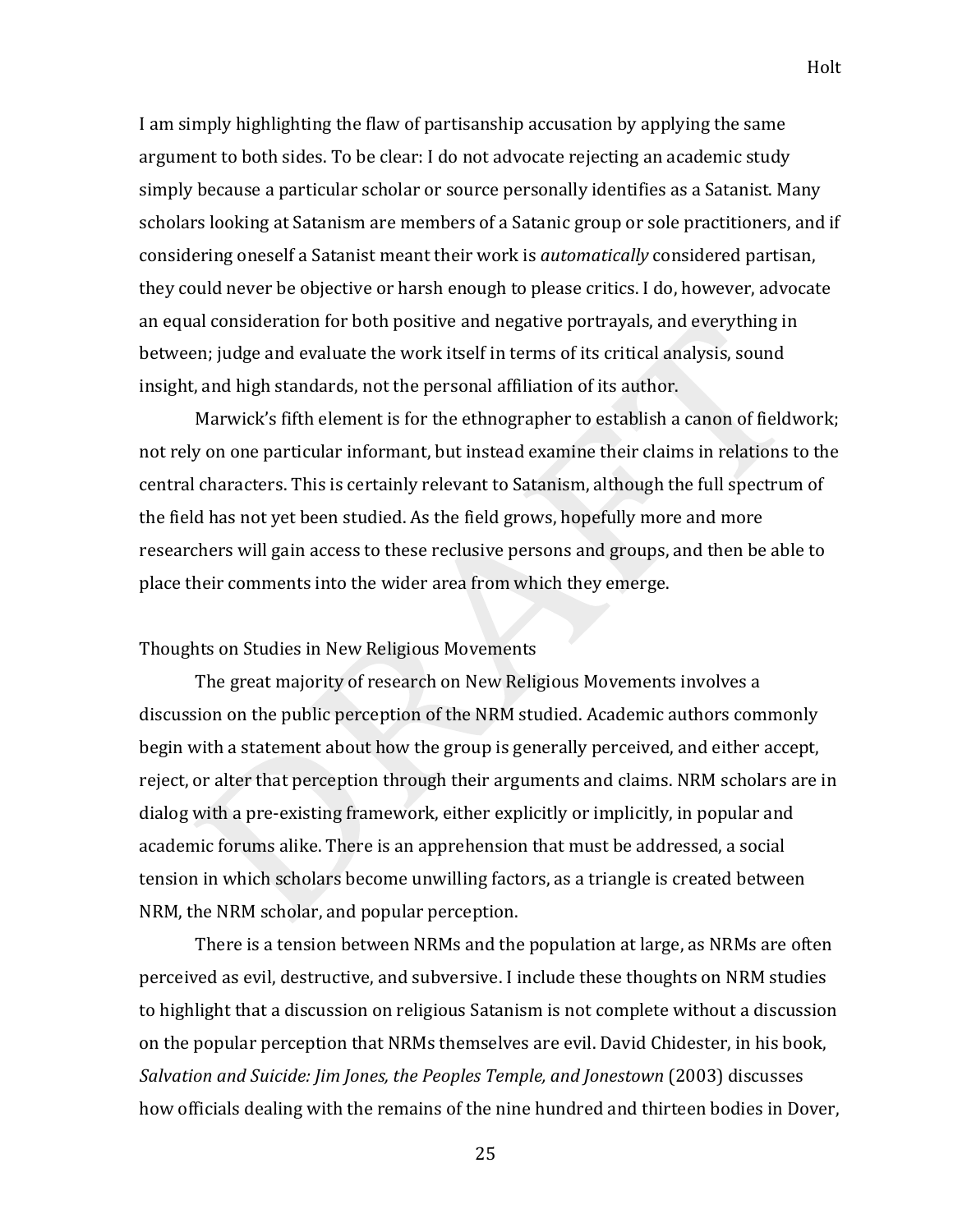I am simply highlighting the flaw of partisanship accusation by applying the same argument to both sides. To be clear: I do not advocate rejecting an academic study simply because a particular scholar or source personally identifies as a Satanist. Many scholars looking at Satanism are members of a Satanic group or sole practitioners, and if considering oneself a Satanist meant their work is *automatically* considered partisan, they could never be objective or harsh enough to please critics. I do, however, advocate an equal consideration for both positive and negative portrayals, and everything in between; judge and evaluate the work itself in terms of its critical analysis, sound insight, and high standards, not the personal affiliation of its author.

Marwick's fifth element is for the ethnographer to establish a canon of fieldwork; not rely on one particular informant, but instead examine their claims in relations to the central characters. This is certainly relevant to Satanism, although the full spectrum of the field has not yet been studied. As the field grows, hopefully more and more researchers will gain access to these reclusive persons and groups, and then be able to place their comments into the wider area from which they emerge.

## Thoughts on Studies in New Religious Movements

The great majority of research on New Religious Movements involves a discussion on the public perception of the NRM studied. Academic authors commonly begin with a statement about how the group is generally perceived, and either accept, reject, or alter that perception through their arguments and claims. NRM scholars are in dialog with a pre-existing framework, either explicitly or implicitly, in popular and academic forums alike. There is an apprehension that must be addressed, a social tension in which scholars become unwilling factors, as a triangle is created between NRM, the NRM scholar, and popular perception.

There is a tension between NRMs and the population at large, as NRMs are often perceived as evil, destructive, and subversive. I include these thoughts on NRM studies to highlight that a discussion on religious Satanism is not complete without a discussion on the popular perception that NRMs themselves are evil. David Chidester, in his book, *Salvation and Suicide: Jim Jones, the Peoples Temple, and Jonestown* (2003) discusses how officials dealing with the remains of the nine hundred and thirteen bodies in Dover,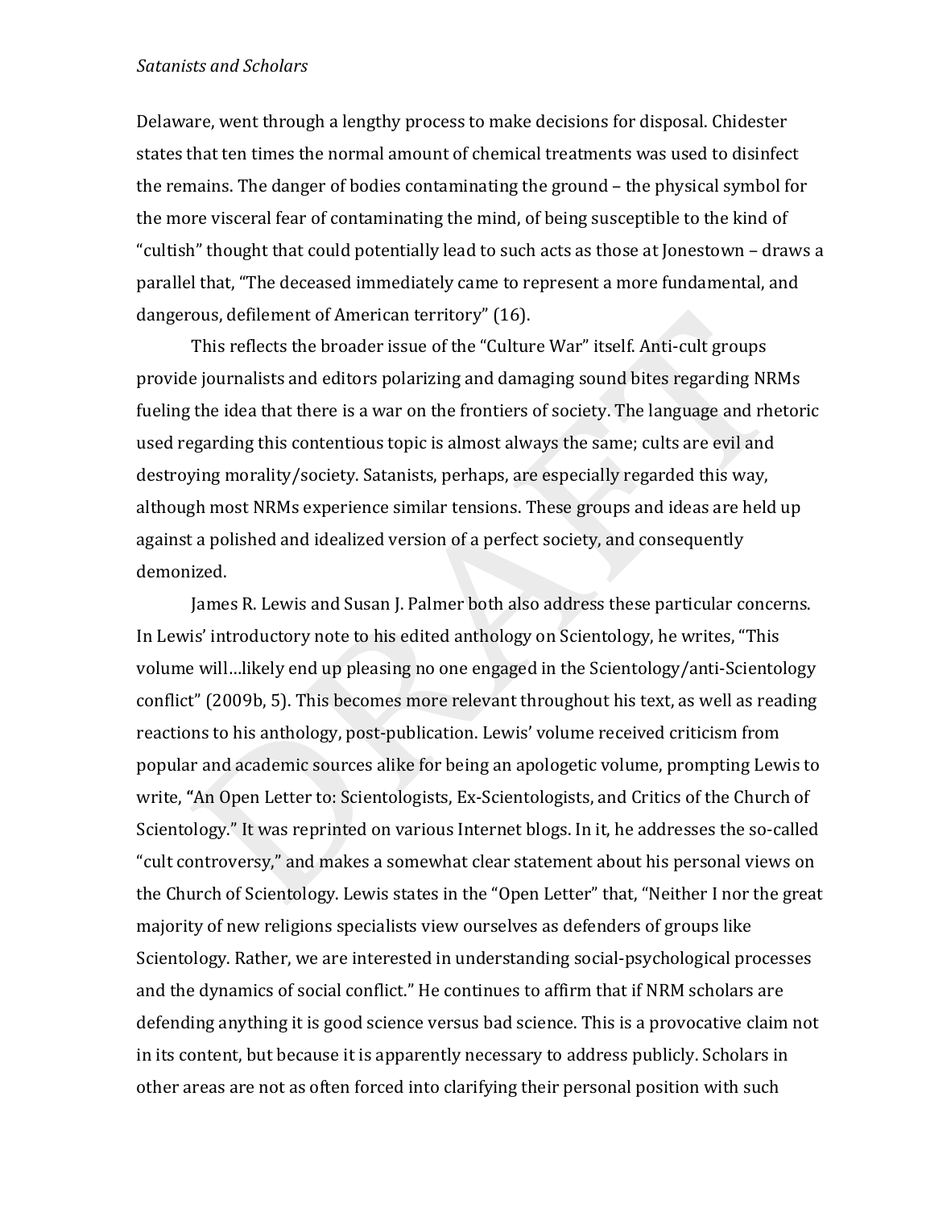Delaware, went through a lengthy process to make decisions for disposal. Chidester states that ten times the normal amount of chemical treatments was used to disinfect the remains. The danger of bodies contaminating the ground – the physical symbol for the more visceral fear of contaminating the mind, of being susceptible to the kind of "cultish" thought that could potentially lead to such acts as those at Jonestown – draws a parallel that, "The deceased immediately came to represent a more fundamental, and dangerous, defilement of American territory" (16).

This reflects the broader issue of the "Culture War" itself. Anti-cult groups provide journalists and editors polarizing and damaging sound bites regarding NRMs fueling the idea that there is a war on the frontiers of society. The language and rhetoric used regarding this contentious topic is almost always the same; cults are evil and destroying morality/society. Satanists, perhaps, are especially regarded this way, although most NRMs experience similar tensions. These groups and ideas are held up against a polished and idealized version of a perfect society, and consequently demonized.

James R. Lewis and Susan J. Palmer both also address these particular concerns. In Lewis' introductory note to his edited anthology on Scientology, he writes, "This volume will…likely end up pleasing no one engaged in the Scientology/anti-Scientology conflict" (2009b, 5). This becomes more relevant throughout his text, as well as reading reactions to his anthology, post-publication. Lewis' volume received criticism from popular and academic sources alike for being an apologetic volume, prompting Lewis to write, **"**An Open Letter to: Scientologists, Ex-Scientologists, and Critics of the Church of Scientology." It was reprinted on various Internet blogs. In it, he addresses the so-called "cult controversy," and makes a somewhat clear statement about his personal views on the Church of Scientology. Lewis states in the "Open Letter" that, "Neither I nor the great majority of new religions specialists view ourselves as defenders of groups like Scientology. Rather, we are interested in understanding social-psychological processes and the dynamics of social conflict." He continues to affirm that if NRM scholars are defending anything it is good science versus bad science. This is a provocative claim not in its content, but because it is apparently necessary to address publicly. Scholars in other areas are not as often forced into clarifying their personal position with such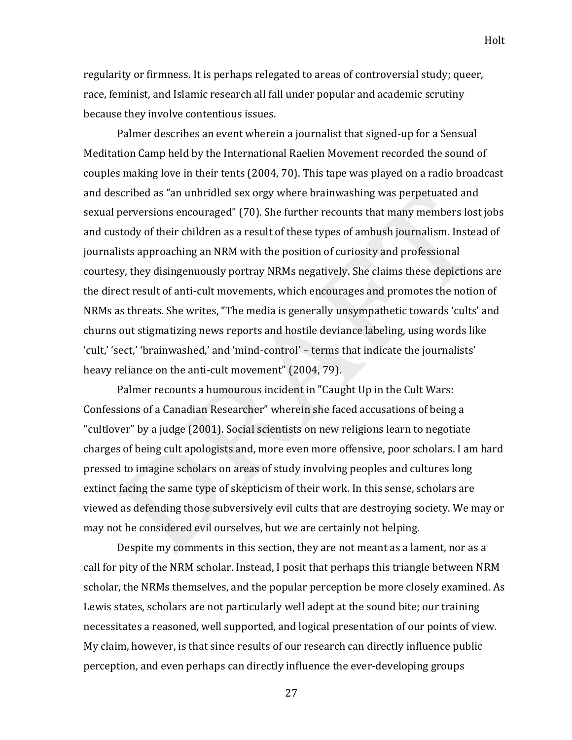regularity or firmness. It is perhaps relegated to areas of controversial study; queer, race, feminist, and Islamic research all fall under popular and academic scrutiny because they involve contentious issues.

Palmer describes an event wherein a journalist that signed-up for a Sensual Meditation Camp held by the International Raelien Movement recorded the sound of couples making love in their tents (2004, 70). This tape was played on a radio broadcast and described as "an unbridled sex orgy where brainwashing was perpetuated and sexual perversions encouraged" (70). She further recounts that many members lost jobs and custody of their children as a result of these types of ambush journalism. Instead of journalists approaching an NRM with the position of curiosity and professional courtesy, they disingenuously portray NRMs negatively. She claims these depictions are the direct result of anti-cult movements, which encourages and promotes the notion of NRMs as threats. She writes, "The media is generally unsympathetic towards 'cults' and churns out stigmatizing news reports and hostile deviance labeling, using words like 'cult,' 'sect,' 'brainwashed,' and 'mind-control' – terms that indicate the journalists' heavy reliance on the anti-cult movement" (2004, 79).

Palmer recounts a humourous incident in "Caught Up in the Cult Wars: Confessions of a Canadian Researcher" wherein she faced accusations of being a "cultlover" by a judge (2001). Social scientists on new religions learn to negotiate charges of being cult apologists and, more even more offensive, poor scholars. I am hard pressed to imagine scholars on areas of study involving peoples and cultures long extinct facing the same type of skepticism of their work. In this sense, scholars are viewed as defending those subversively evil cults that are destroying society. We may or may not be considered evil ourselves, but we are certainly not helping.

Despite my comments in this section, they are not meant as a lament, nor as a call for pity of the NRM scholar. Instead, I posit that perhaps this triangle between NRM scholar, the NRMs themselves, and the popular perception be more closely examined. As Lewis states, scholars are not particularly well adept at the sound bite; our training necessitates a reasoned, well supported, and logical presentation of our points of view. My claim, however, is that since results of our research can directly influence public perception, and even perhaps can directly influence the ever-developing groups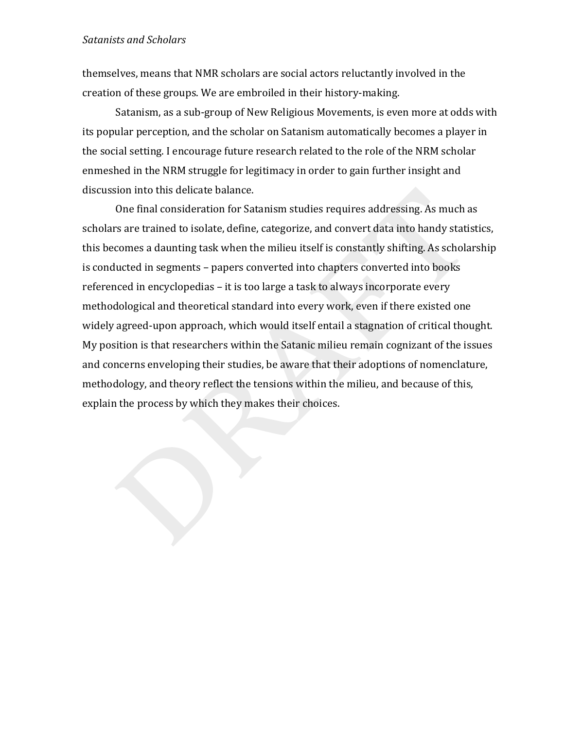themselves, means that NMR scholars are social actors reluctantly involved in the creation of these groups. We are embroiled in their history-making.

Satanism, as a sub-group of New Religious Movements, is even more at odds with its popular perception, and the scholar on Satanism automatically becomes a player in the social setting. I encourage future research related to the role of the NRM scholar enmeshed in the NRM struggle for legitimacy in order to gain further insight and discussion into this delicate balance.

One final consideration for Satanism studies requires addressing. As much as scholars are trained to isolate, define, categorize, and convert data into handy statistics, this becomes a daunting task when the milieu itself is constantly shifting. As scholarship is conducted in segments – papers converted into chapters converted into books referenced in encyclopedias – it is too large a task to always incorporate every methodological and theoretical standard into every work, even if there existed one widely agreed-upon approach, which would itself entail a stagnation of critical thought. My position is that researchers within the Satanic milieu remain cognizant of the issues and concerns enveloping their studies, be aware that their adoptions of nomenclature, methodology, and theory reflect the tensions within the milieu, and because of this, explain the process by which they makes their choices.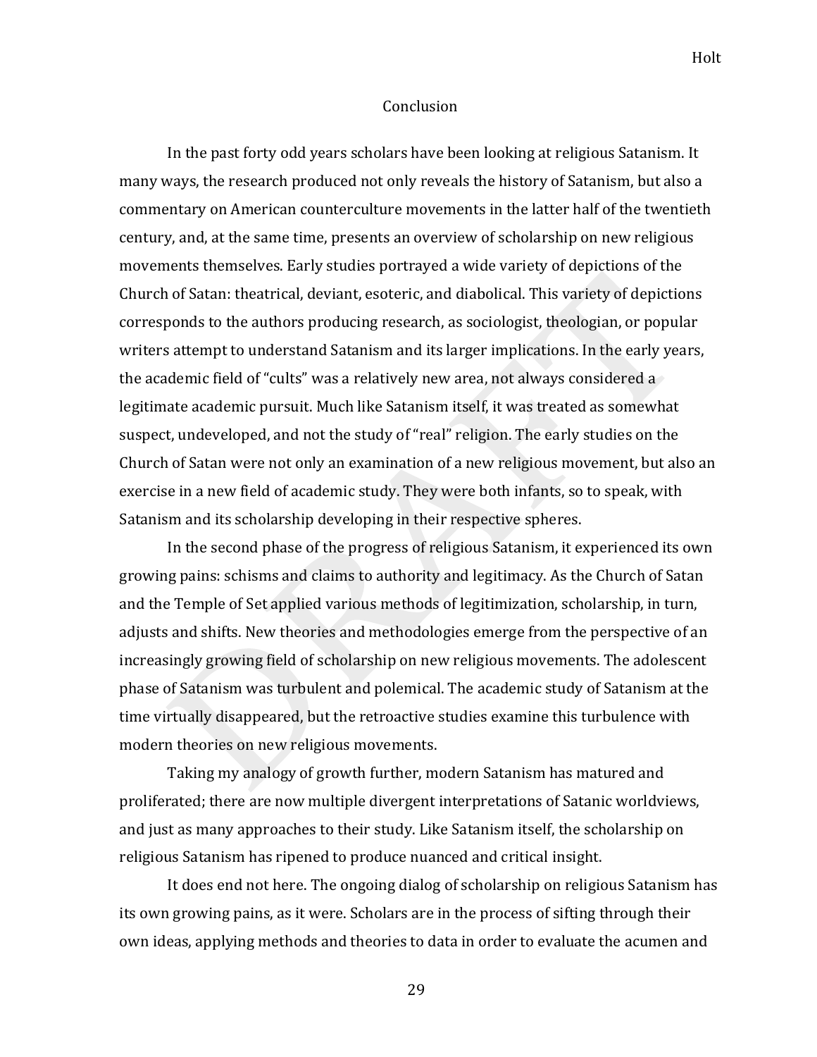## Conclusion

In the past forty odd years scholars have been looking at religious Satanism. It many ways, the research produced not only reveals the history of Satanism, but also a commentary on American counterculture movements in the latter half of the twentieth century, and, at the same time, presents an overview of scholarship on new religious movements themselves. Early studies portrayed a wide variety of depictions of the Church of Satan: theatrical, deviant, esoteric, and diabolical. This variety of depictions corresponds to the authors producing research, as sociologist, theologian, or popular writers attempt to understand Satanism and its larger implications. In the early years, the academic field of "cults" was a relatively new area, not always considered a legitimate academic pursuit. Much like Satanism itself, it was treated as somewhat suspect, undeveloped, and not the study of "real" religion. The early studies on the Church of Satan were not only an examination of a new religious movement, but also an exercise in a new field of academic study. They were both infants, so to speak, with Satanism and its scholarship developing in their respective spheres.

In the second phase of the progress of religious Satanism, it experienced its own growing pains: schisms and claims to authority and legitimacy. As the Church of Satan and the Temple of Set applied various methods of legitimization, scholarship, in turn, adjusts and shifts. New theories and methodologies emerge from the perspective of an increasingly growing field of scholarship on new religious movements. The adolescent phase of Satanism was turbulent and polemical. The academic study of Satanism at the time virtually disappeared, but the retroactive studies examine this turbulence with modern theories on new religious movements.

Taking my analogy of growth further, modern Satanism has matured and proliferated; there are now multiple divergent interpretations of Satanic worldviews, and just as many approaches to their study. Like Satanism itself, the scholarship on religious Satanism has ripened to produce nuanced and critical insight.

It does end not here. The ongoing dialog of scholarship on religious Satanism has its own growing pains, as it were. Scholars are in the process of sifting through their own ideas, applying methods and theories to data in order to evaluate the acumen and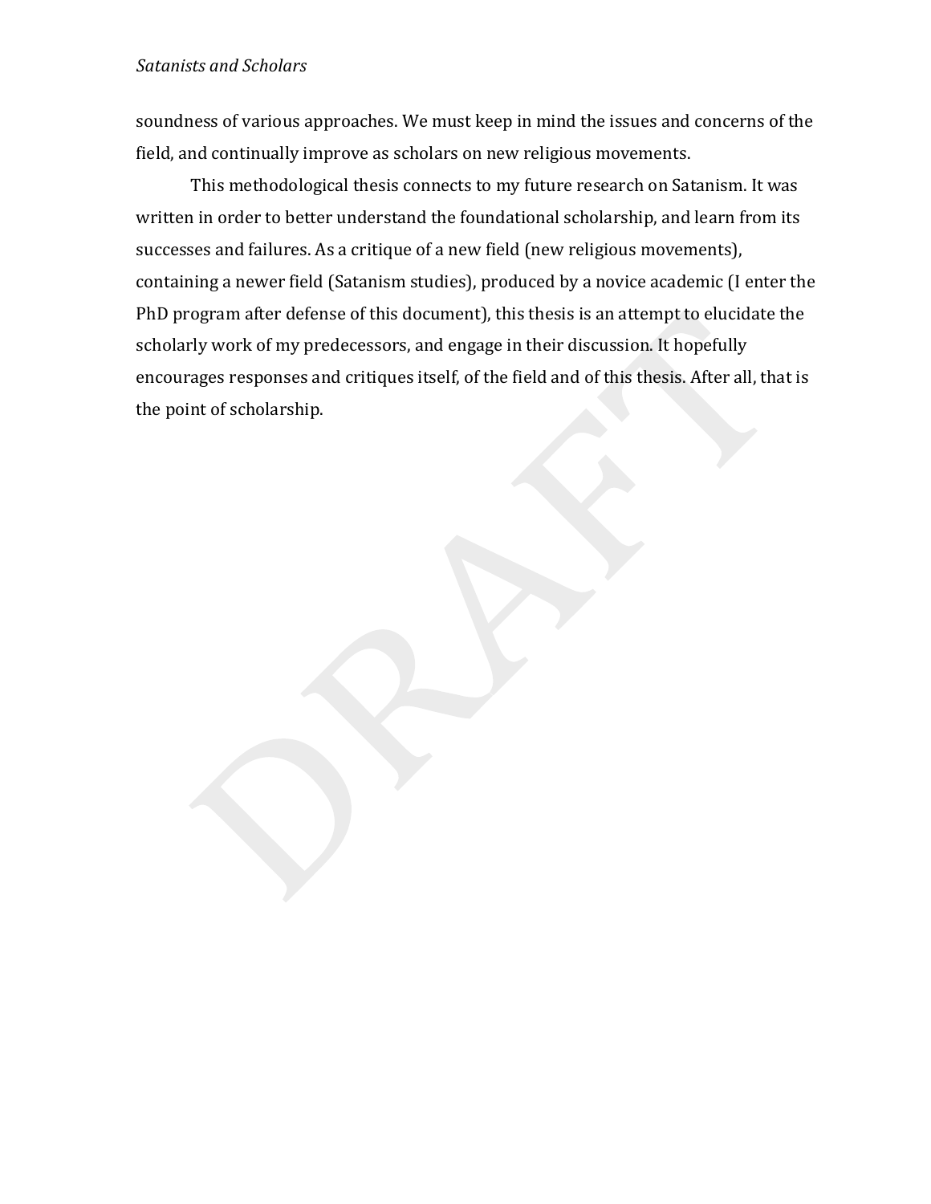soundness of various approaches. We must keep in mind the issues and concerns of the field, and continually improve as scholars on new religious movements.

This methodological thesis connects to my future research on Satanism. It was written in order to better understand the foundational scholarship, and learn from its successes and failures. As a critique of a new field (new religious movements), containing a newer field (Satanism studies), produced by a novice academic (I enter the PhD program after defense of this document), this thesis is an attempt to elucidate the scholarly work of my predecessors, and engage in their discussion. It hopefully encourages responses and critiques itself, of the field and of this thesis. After all, that is the point of scholarship.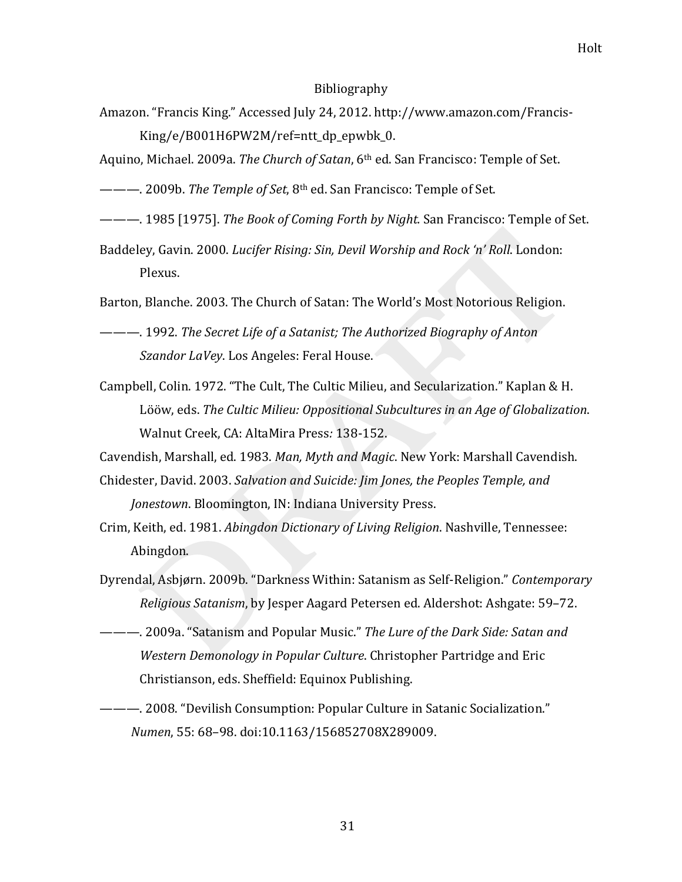# Bibliography

Amazon. "Francis King." Accessed July 24, 2012. http://www.amazon.com/Francis-King/e/B001H6PW2M/ref=ntt_dp_epwbk_0.

Aquino, Michael. 2009a. *The Church of Satan*, 6th ed. San Francisco: Temple of Set.

———. 2009b. *The Temple of Set*, 8th ed. San Francisco: Temple of Set.

———. 1985 [1975]. *The Book of Coming Forth by Night.* San Francisco: Temple of Set.

Baddeley, Gavin. 2000. *Lucifer Rising: Sin, Devil Worship and Rock 'n' Roll*. London: Plexus.

Barton, Blanche. 2003. The Church of Satan: The World's Most Notorious Religion.

———. 1992. *The Secret Life of a Satanist; The Authorized Biography of Anton Szandor LaVey*. Los Angeles: Feral House.

Campbell, Colin. 1972. "The Cult, The Cultic Milieu, and Secularization." Kaplan & H. Lööw, eds. *The Cultic Milieu: Oppositional Subcultures in an Age of Globalization*. Walnut Creek, CA: AltaMira Press*:* 138-152.

Cavendish, Marshall, ed. 1983. *Man, Myth and Magic*. New York: Marshall Cavendish.

Chidester, David. 2003. *Salvation and Suicide: Jim Jones, the Peoples Temple, and Jonestown*. Bloomington, IN: Indiana University Press.

Crim, Keith, ed. 1981. *Abingdon Dictionary of Living Religion*. Nashville, Tennessee: Abingdon.

Dyrendal, Asbjørn. 2009b. "Darkness Within: Satanism as Self-Religion." *Contemporary Religious Satanism*, by Jesper Aagard Petersen ed. Aldershot: Ashgate: 59–72.

———. 2009a. "Satanism and Popular Music." *The Lure of the Dark Side: Satan and Western Demonology in Popular Culture*. Christopher Partridge and Eric Christianson, eds. Sheffield: Equinox Publishing.

———. 2008. "Devilish Consumption: Popular Culture in Satanic Socialization." *Numen*, 55: 68–98. doi:10.1163/156852708X289009.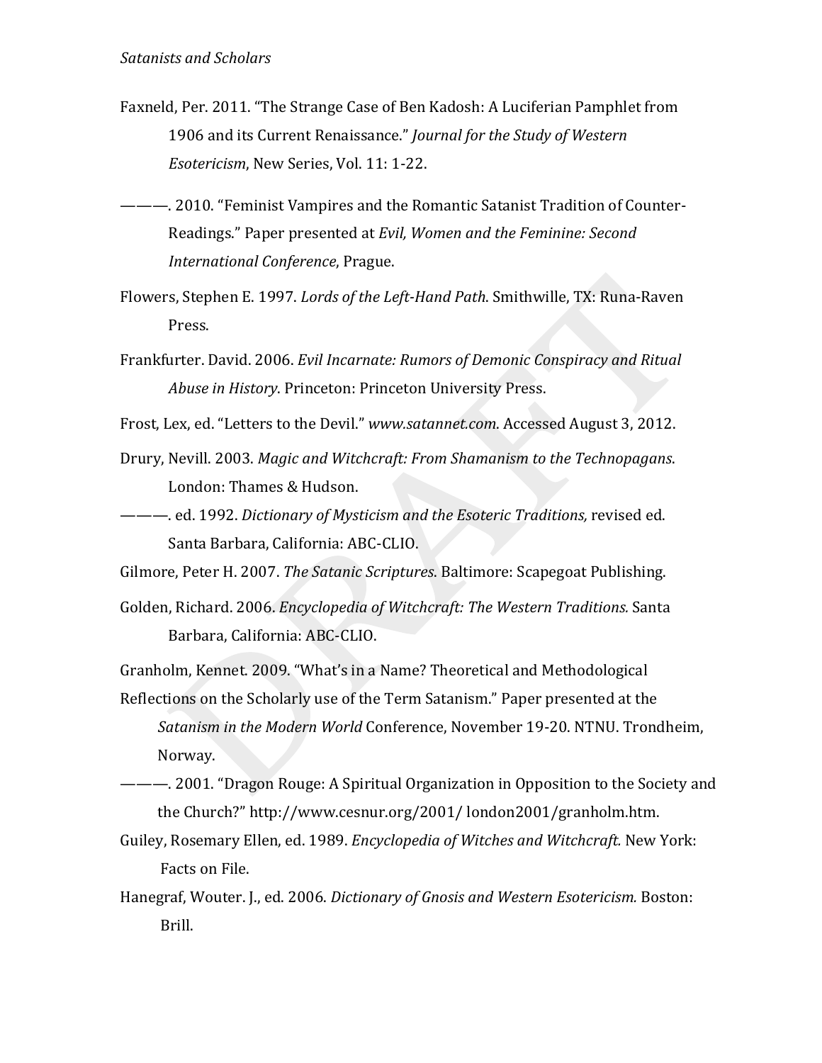Faxneld, Per. 2011. "The Strange Case of Ben Kadosh: A Luciferian Pamphlet from 1906 and its Current Renaissance." *Journal for the Study of Western Esotericism*, New Series, Vol. 11: 1-22.

———. 2010. "Feminist Vampires and the Romantic Satanist Tradition of Counter-Readings." Paper presented at *Evil, Women and the Feminine: Second International Conference*, Prague.

Flowers, Stephen E. 1997. *Lords of the Left-Hand Path*. Smithwille, TX: Runa-Raven Press.

Frankfurter. David. 2006. *Evil Incarnate: Rumors of Demonic Conspiracy and Ritual Abuse in History*. Princeton: Princeton University Press.

Frost, Lex, ed. "Letters to the Devil." *www.satannet.com*. Accessed August 3, 2012.

Drury, Nevill. 2003. *Magic and Witchcraft: From Shamanism to the Technopagans*. London: Thames & Hudson.

———. ed. 1992. *Dictionary of Mysticism and the Esoteric Traditions,* revised ed. Santa Barbara, California: ABC-CLIO.

Gilmore, Peter H. 2007. *The Satanic Scriptures.* Baltimore: Scapegoat Publishing.

Golden, Richard. 2006. *Encyclopedia of Witchcraft: The Western Traditions.* Santa Barbara, California: ABC-CLIO.

Granholm, Kennet. 2009. "What's in a Name? Theoretical and Methodological Reflections on the Scholarly use of the Term Satanism." Paper presented at the *Satanism in the Modern World* Conference, November 19-20. NTNU. Trondheim, Norway.

———. 2001. "Dragon Rouge: A Spiritual Organization in Opposition to the Society and the Church?" http://www.cesnur.org/2001/ london2001/granholm.htm.

Guiley, Rosemary Ellen, ed. 1989. *Encyclopedia of Witches and Witchcraft.* New York: Facts on File.

Hanegraf, Wouter. J., ed. 2006. *Dictionary of Gnosis and Western Esotericism.* Boston: Brill.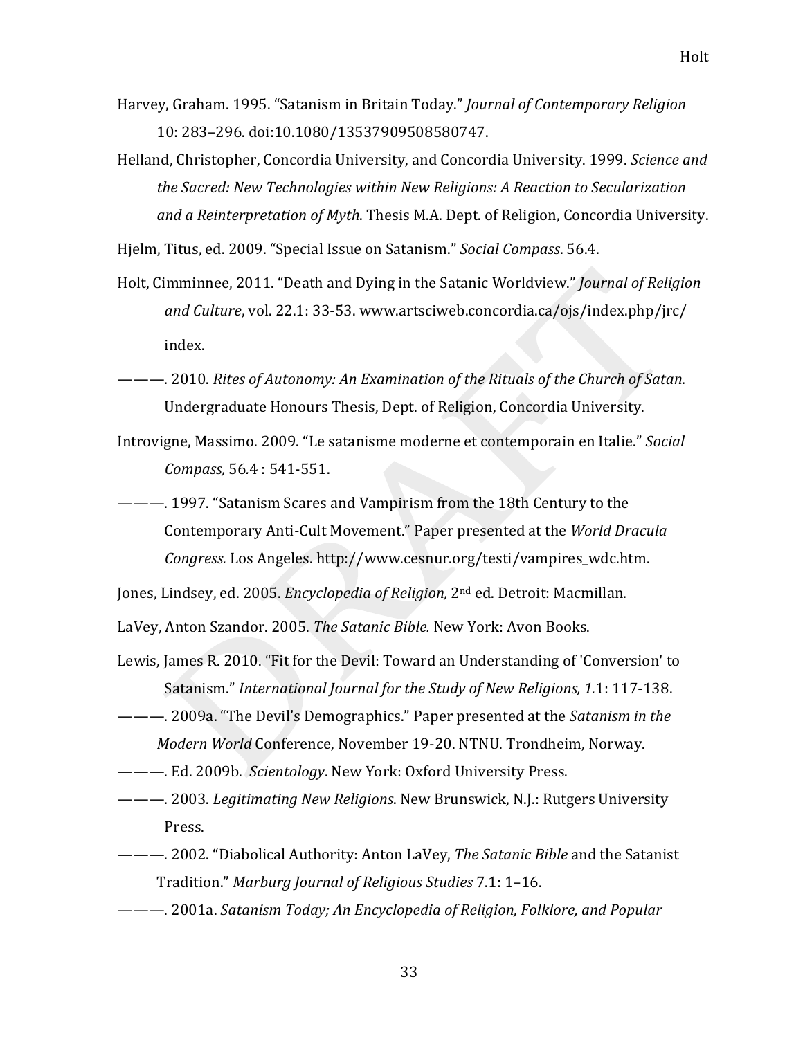Harvey, Graham. 1995. "Satanism in Britain Today." *Journal of Contemporary Religion* 10: 283–296. doi:10.1080/13537909508580747.

Helland, Christopher, Concordia University, and Concordia University. 1999. *Science and the Sacred: New Technologies within New Religions: A Reaction to Secularization and a Reinterpretation of Myth*. Thesis M.A. Dept. of Religion, Concordia University.

Hjelm, Titus, ed. 2009. "Special Issue on Satanism." *Social Compass*. 56.4.

Holt, Cimminnee, 2011. "Death and Dying in the Satanic Worldview." *Journal of Religion and Culture*, vol. 22.1: 33-53. www.artsciweb.concordia.ca/ojs/index.php/jrc/ index.

———. 2010. *Rites of Autonomy: An Examination of the Rituals of the Church of Satan*. Undergraduate Honours Thesis, Dept. of Religion, Concordia University.

Introvigne, Massimo. 2009. "Le satanisme moderne et contemporain en Italie." *Social Compass,* 56.4 : 541-551.

———. 1997. "Satanism Scares and Vampirism from the 18th Century to the Contemporary Anti-Cult Movement." Paper presented at the *World Dracula Congress.* Los Angeles. http://www.cesnur.org/testi/vampires_wdc.htm.

Jones, Lindsey, ed. 2005. *Encyclopedia of Religion,* 2nd ed. Detroit: Macmillan.

LaVey, Anton Szandor. 2005. *The Satanic Bible.* New York: Avon Books.

Lewis, James R. 2010. "Fit for the Devil: Toward an Understanding of 'Conversion' to Satanism." *International Journal for the Study of New Religions, 1.*1: 117-138.

———. 2009a. "The Devil's Demographics." Paper presented at the *Satanism in the Modern World* Conference, November 19-20. NTNU. Trondheim, Norway.

———. Ed. 2009b. *Scientology*. New York: Oxford University Press.

———. 2003. *Legitimating New Religions*. New Brunswick, N.J.: Rutgers University Press.

———. 2002. "Diabolical Authority: Anton LaVey, *The Satanic Bible* and the Satanist Tradition." *Marburg Journal of Religious Studies* 7.1: 1–16.

———. 2001a. *Satanism Today; An Encyclopedia of Religion, Folklore, and Popular*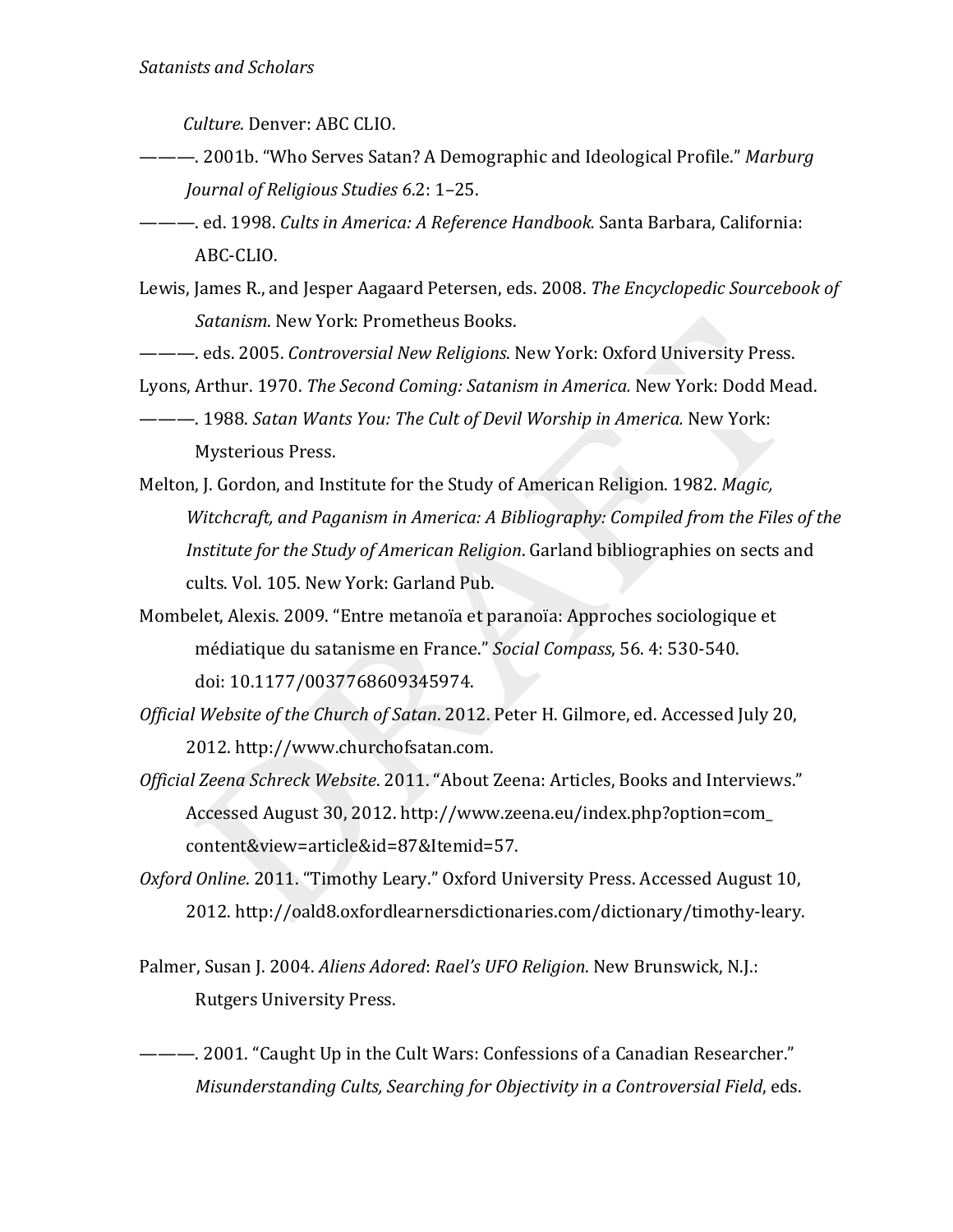*Culture*. Denver: ABC CLIO.

———. 2001b. "Who Serves Satan? A Demographic and Ideological Profile." *Marburg Journal of Religious Studies 6*.2: 1–25.

———. ed. 1998. *Cults in America: A Reference Handbook.* Santa Barbara, California: ABC-CLIO.

Lewis, James R., and Jesper Aagaard Petersen, eds. 2008. *The Encyclopedic Sourcebook of Satanism*. New York: Prometheus Books.

———. eds. 2005. *Controversial New Religions*. New York: Oxford University Press.

Lyons, Arthur. 1970. *The Second Coming: Satanism in America.* New York: Dodd Mead.

———. 1988. *Satan Wants You: The Cult of Devil Worship in America.* New York: Mysterious Press.

Melton, J. Gordon, and Institute for the Study of American Religion. 1982. *Magic, Witchcraft, and Paganism in America: A Bibliography: Compiled from the Files of the Institute for the Study of American Religion*. Garland bibliographies on sects and cults. Vol. 105. New York: Garland Pub.

Mombelet, Alexis. 2009. "Entre metanoïa et paranoïa: Approches sociologique et médiatique du satanisme en France." *Social Compass*, 56. 4: 530-540. doi: 10.1177/0037768609345974.

*Official Website of the Church of Satan*. 2012. Peter H. Gilmore, ed. Accessed July 20, 2012. http://www.churchofsatan.com.

*Official Zeena Schreck Website*. 2011. "About Zeena: Articles, Books and Interviews." Accessed August 30, 2012. http://www.zeena.eu/index.php?option=com_content&view=article&id=87&Itemid=57.

*Oxford Online*. 2011. "Timothy Leary." Oxford University Press. Accessed August 10, 2012. http://oald8.oxfordlearnersdictionaries.com/dictionary/timothy-leary.

Palmer, Susan J. 2004. *Aliens Adored*: *Rael's UFO Religion*. New Brunswick, N.J.: Rutgers University Press.

———. 2001. "Caught Up in the Cult Wars: Confessions of a Canadian Researcher." *Misunderstanding Cults, Searching for Objectivity in a Controversial Field*, eds.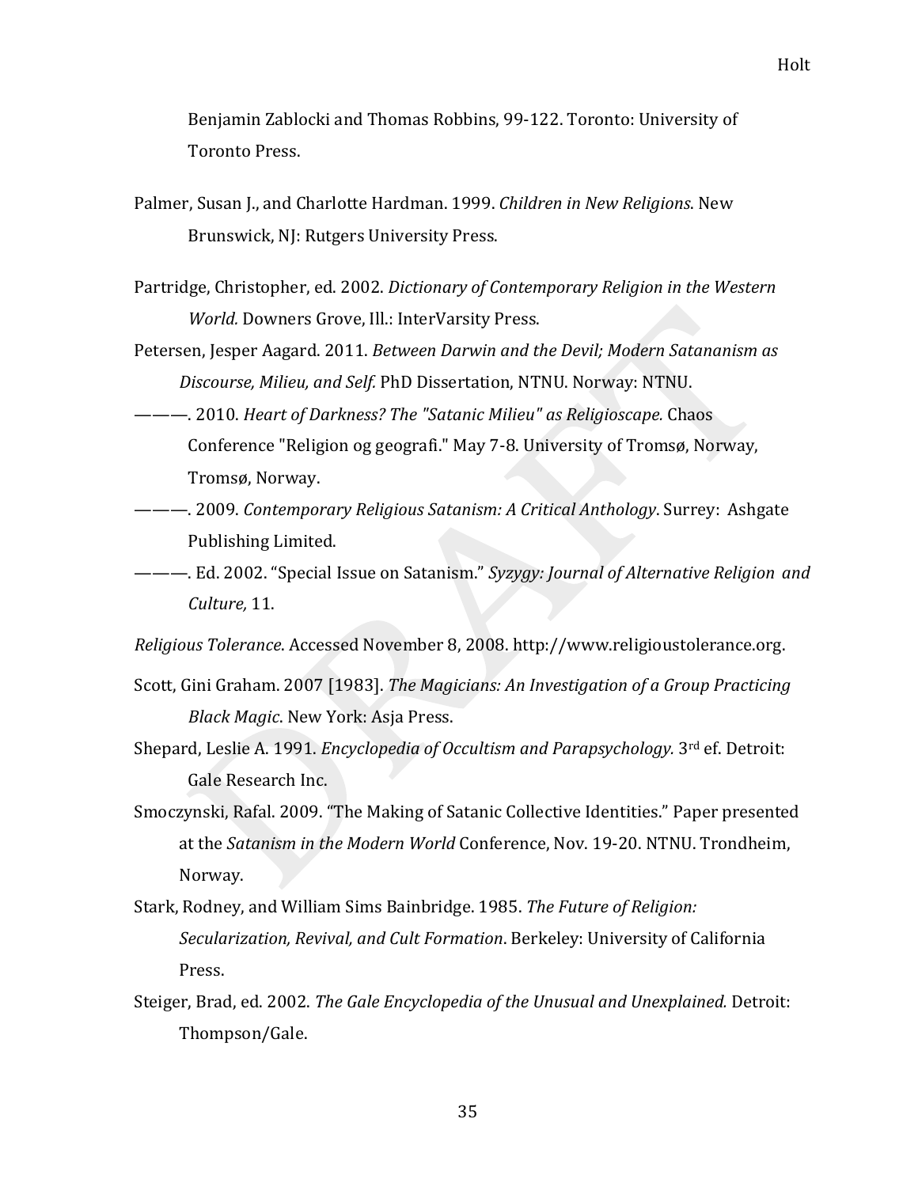Benjamin Zablocki and Thomas Robbins, 99-122. Toronto: University of Toronto Press.

Palmer, Susan J., and Charlotte Hardman. 1999. *Children in New Religions*. New Brunswick, NJ: Rutgers University Press.

Partridge, Christopher, ed. 2002. *Dictionary of Contemporary Religion in the Western World.* Downers Grove, Ill.: InterVarsity Press.

Petersen, Jesper Aagard. 2011. *Between Darwin and the Devil; Modern Satananism as Discourse, Milieu, and Self.* PhD Dissertation, NTNU. Norway: NTNU.

———. 2010. *Heart of Darkness? The "Satanic Milieu" as Religioscape.* Chaos Conference "Religion og geografi." May 7-8. University of Tromsø, Norway, Tromsø, Norway.

———. 2009. *Contemporary Religious Satanism: A Critical Anthology*. Surrey: Ashgate Publishing Limited.

———. Ed. 2002. "Special Issue on Satanism." *Syzygy: Journal of Alternative Religion and Culture,* 11.

*Religious Tolerance*. Accessed November 8, 2008. http://www.religioustolerance.org.

Scott, Gini Graham. 2007 [1983]. *The Magicians: An Investigation of a Group Practicing Black Magic*. New York: Asja Press.

Shepard, Leslie A. 1991. *Encyclopedia of Occultism and Parapsychology.* 3rd ef. Detroit: Gale Research Inc.

Smoczynski, Rafal. 2009. "The Making of Satanic Collective Identities." Paper presented at the *Satanism in the Modern World* Conference, Nov. 19-20. NTNU. Trondheim, Norway.

Stark, Rodney, and William Sims Bainbridge. 1985. *The Future of Religion: Secularization, Revival, and Cult Formation*. Berkeley: University of California Press.

Steiger, Brad, ed. 2002. *The Gale Encyclopedia of the Unusual and Unexplained.* Detroit: Thompson/Gale.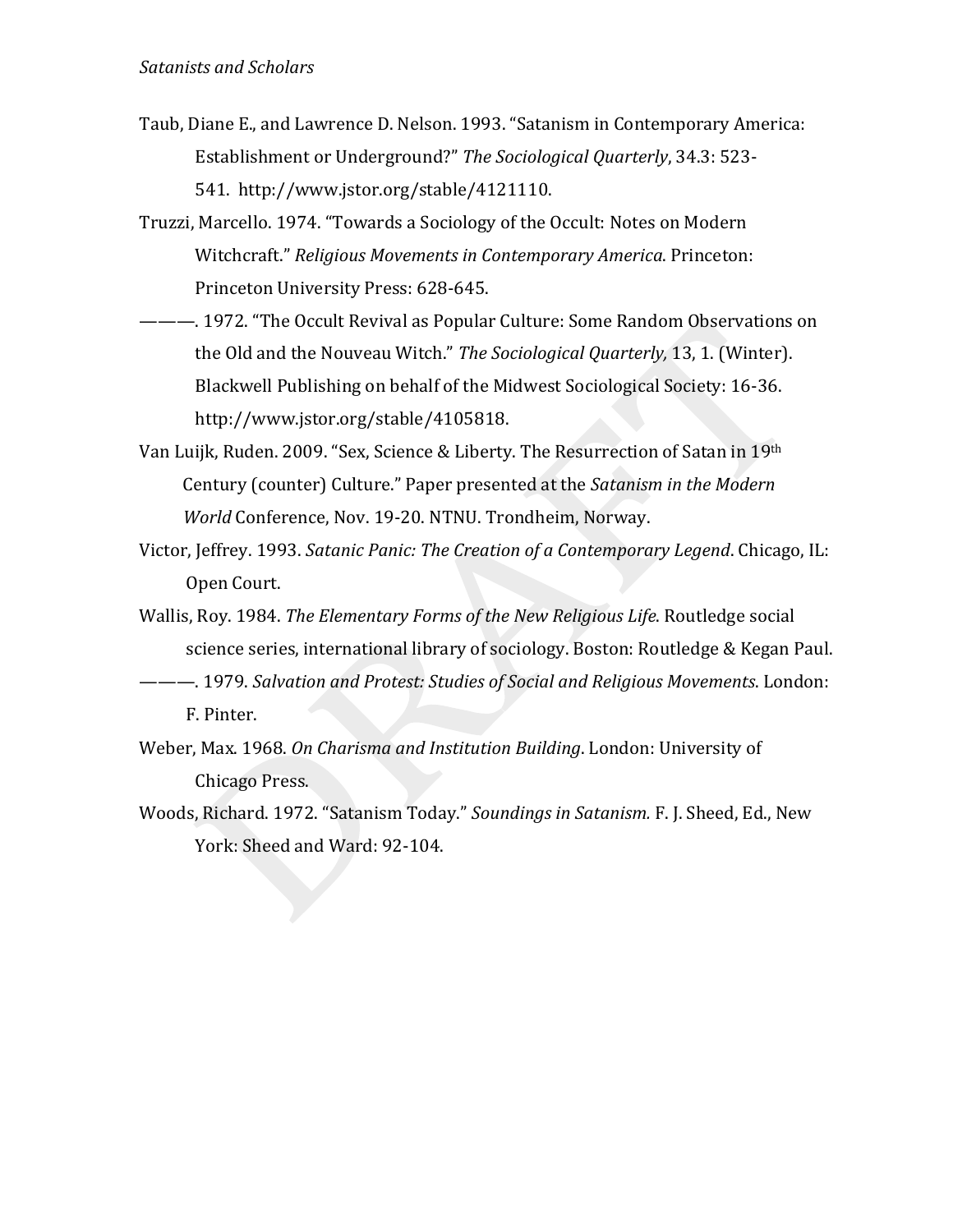Taub, Diane E., and Lawrence D. Nelson. 1993. "Satanism in Contemporary America: Establishment or Underground?" *The Sociological Quarterly*, 34.3: 523-541. http://www.jstor.org/stable/4121110.

Truzzi, Marcello. 1974. "Towards a Sociology of the Occult: Notes on Modern Witchcraft." *Religious Movements in Contemporary America*. Princeton: Princeton University Press: 628-645.

———. 1972. "The Occult Revival as Popular Culture: Some Random Observations on the Old and the Nouveau Witch." *The Sociological Quarterly,* 13, 1. (Winter). Blackwell Publishing on behalf of the Midwest Sociological Society: 16-36. http://www.jstor.org/stable/4105818.

Van Luijk, Ruden. 2009. "Sex, Science & Liberty. The Resurrection of Satan in 19th Century (counter) Culture." Paper presented at the *Satanism in the Modern World* Conference, Nov. 19-20. NTNU. Trondheim, Norway.

Victor, Jeffrey. 1993. *Satanic Panic: The Creation of a Contemporary Legend*. Chicago, IL: Open Court.

Wallis, Roy. 1984. *The Elementary Forms of the New Religious Life*. Routledge social science series, international library of sociology. Boston: Routledge & Kegan Paul.

———. 1979. *Salvation and Protest: Studies of Social and Religious Movements*. London: F. Pinter.

Weber, Max. 1968. *On Charisma and Institution Building*. London: University of Chicago Press.

Woods, Richard. 1972. "Satanism Today." *Soundings in Satanism.* F. J. Sheed, Ed., New York: Sheed and Ward: 92-104.